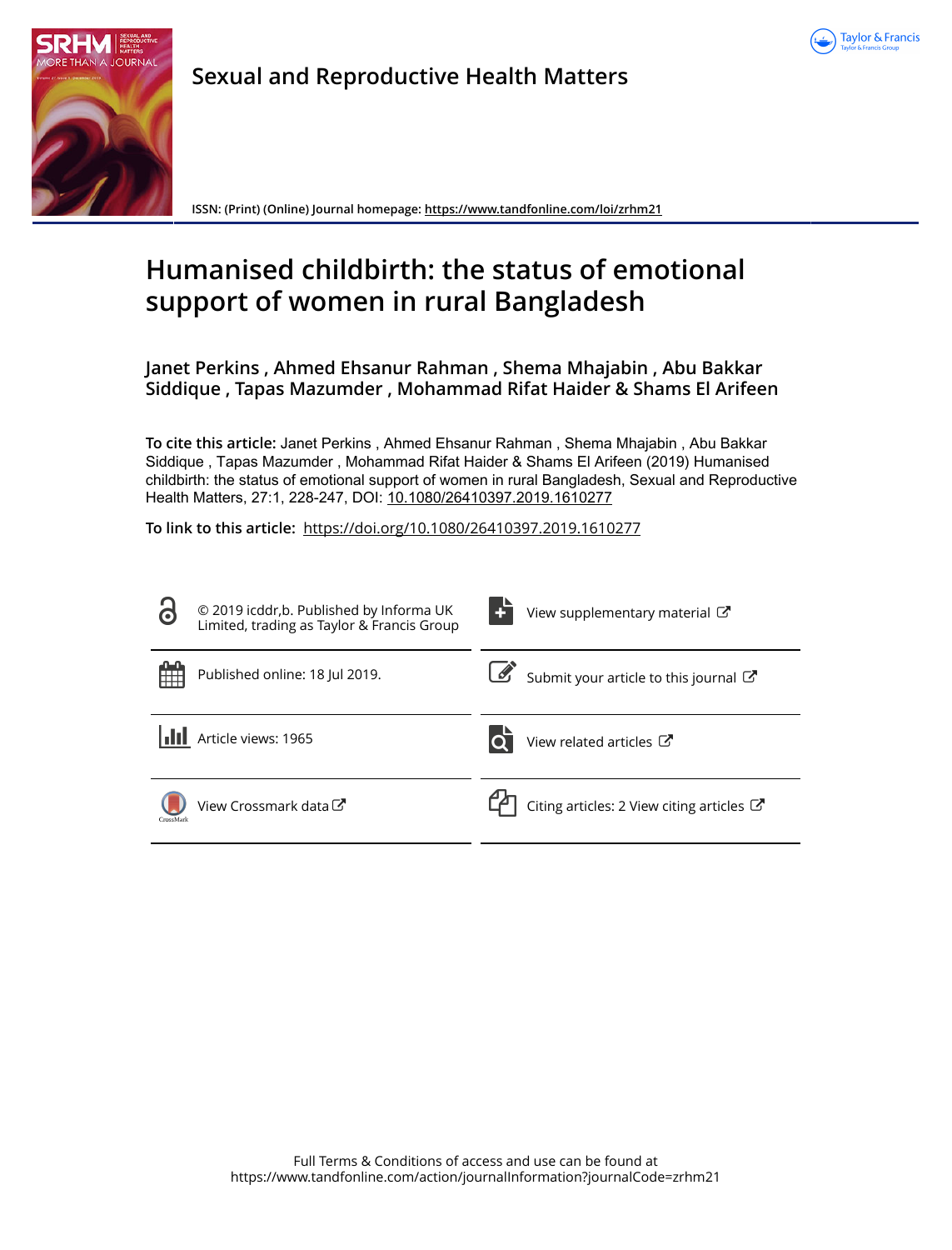Sexual and Reproductive Health Matters

ISSN: (Print) (Online) Journal homepage: https://www.tandfonline.com/loi/zrhm21

# Humanised childbirth: the status of emotional support of women in rural Bangladesh

**Janet Perkins , Ahmed Ehsanur Rahman , Shema Mhajabin , Abu Bakkar Siddique , Tapas Mazumder , Mohammad Rifat Haider & Shams El Arifeen**

**To cite this article:** Janet Perkins , Ahmed Ehsanur Rahman , Shema Mhajabin , Abu Bakkar Siddique , Tapas Mazumder , Mohammad Rifat Haider & Shams El Arifeen (2019) Humanised childbirth: the status of emotional support of women in rural Bangladesh, Sexual and Reproductive Health Matters, 27:1, 228-247, DOI: 10.1080/26410397.2019.1610277

**To link to this article:** https://doi.org/10.1080/26410397.2019.1610277

© 2019 icddr,b. Published by Informa UK Limited, trading as Taylor & Francis Group

View supplementary material

Published online: 18 Jul 2019.

Submit your article to this journal

Article views: 1965

View related articles

View Crossmark data

Citing articles: 2 View citing articles

Full Terms & Conditions of access and use can be found at https://www.tandfonline.com/action/journalInformation?journalCode=zrhm21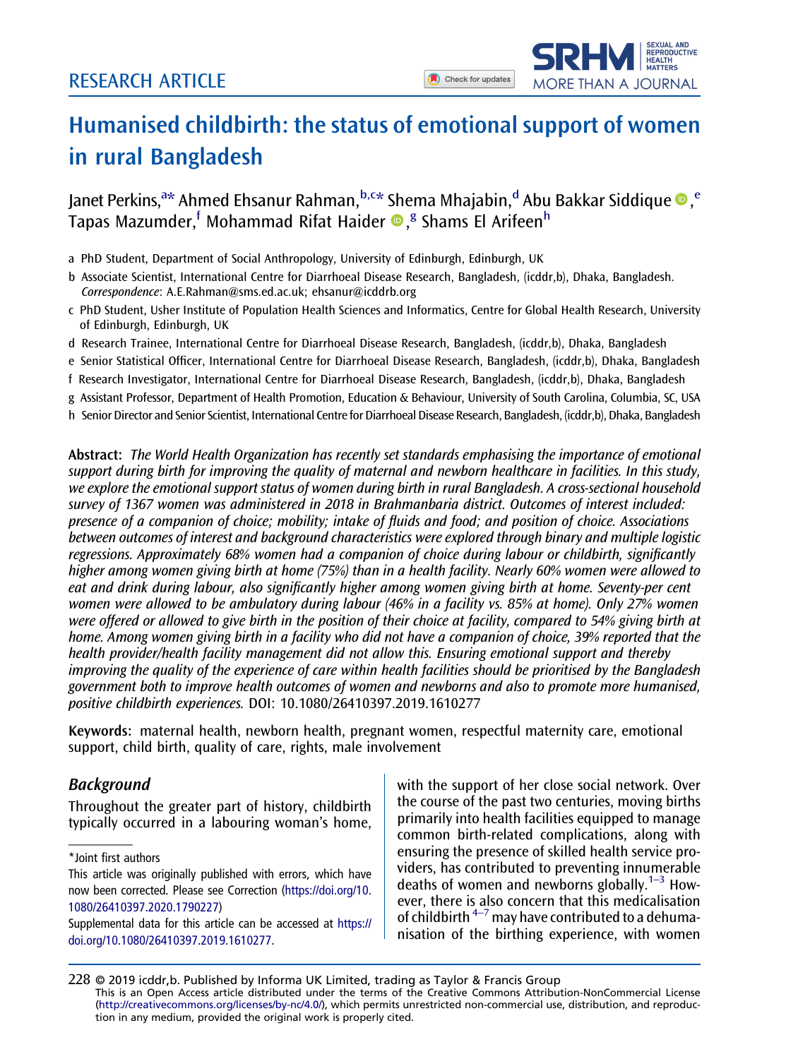# Humanised childbirth: the status of emotional support of women in rural Bangladesh

Janet Perkins,[a*] Ahmed Ehsanur Rahman,[b,c*] Shema Mhajabin,[d] Abu Bakkar Siddique,[e] Tapas Mazumder,[f] Mohammad Rifat Haider,[g] Shams El Arifeen[h]

a PhD Student, Department of Social Anthropology, University of Edinburgh, Edinburgh, UK

b Associate Scientist, International Centre for Diarrhoeal Disease Research, Bangladesh, (icddr,b), Dhaka, Bangladesh. *Correspondence*: A.E.Rahman@sms.ed.ac.uk; ehsanur@icddrb.org

c PhD Student, Usher Institute of Population Health Sciences and Informatics, Centre for Global Health Research, University of Edinburgh, Edinburgh, UK

d Research Trainee, International Centre for Diarrhoeal Disease Research, Bangladesh, (icddr,b), Dhaka, Bangladesh

e Senior Statistical Officer, International Centre for Diarrhoeal Disease Research, Bangladesh, (icddr,b), Dhaka, Bangladesh

f Research Investigator, International Centre for Diarrhoeal Disease Research, Bangladesh, (icddr,b), Dhaka, Bangladesh

g Assistant Professor, Department of Health Promotion, Education & Behaviour, University of South Carolina, Columbia, SC, USA

h Senior Director and Senior Scientist, International Centre for Diarrhoeal Disease Research, Bangladesh, (icddr,b), Dhaka, Bangladesh

**Abstract:** *The World Health Organization has recently set standards emphasising the importance of emotional support during birth for improving the quality of maternal and newborn healthcare in facilities. In this study, we explore the emotional support status of women during birth in rural Bangladesh. A cross-sectional household survey of 1367 women was administered in 2018 in Brahmanbaria district. Outcomes of interest included: presence of a companion of choice; mobility; intake of fluids and food; and position of choice. Associations between outcomes of interest and background characteristics were explored through binary and multiple logistic regressions. Approximately 68% women had a companion of choice during labour or childbirth, significantly higher among women giving birth at home (75%) than in a health facility. Nearly 60% women were allowed to eat and drink during labour, also significantly higher among women giving birth at home. Seventy-per cent women were allowed to be ambulatory during labour (46% in a facility vs. 85% at home). Only 27% women were offered or allowed to give birth in the position of their choice at facility, compared to 54% giving birth at home. Among women giving birth in a facility who did not have a companion of choice, 39% reported that the health provider/health facility management did not allow this. Ensuring emotional support and thereby improving the quality of the experience of care within health facilities should be prioritised by the Bangladesh government both to improve health outcomes of women and newborns and also to promote more humanised, positive childbirth experiences.* DOI: 10.1080/26410397.2019.1610277

**Keywords:** maternal health, newborn health, pregnant women, respectful maternity care, emotional support, child birth, quality of care, rights, male involvement

## Background

Throughout the greater part of history, childbirth typically occurred in a labouring woman's home, with the support of her close social network. Over the course of the past two centuries, moving births primarily into health facilities equipped to manage common birth-related complications, along with ensuring the presence of skilled health service providers, has contributed to preventing innumerable deaths of women and newborns globally.[1–3] However, there is also concern that this medicalisation of childbirth[4–7] may have contributed to a dehumanisation of the birthing experience, with women

---

*Joint first authors

This article was originally published with errors, which have now been corrected. Please see Correction (https://doi.org/10.1080/26410397.2020.1790227)

Supplemental data for this article can be accessed at https://doi.org/10.1080/26410397.2019.1610277.

© 2019 icddr,b. Published by Informa UK Limited, trading as Taylor & Francis Group

This is an Open Access article distributed under the terms of the Creative Commons Attribution-NonCommercial License (http://creativecommons.org/licenses/by-nc/4.0/), which permits unrestricted non-commercial use, distribution, and reproduction in any medium, provided the original work is properly cited.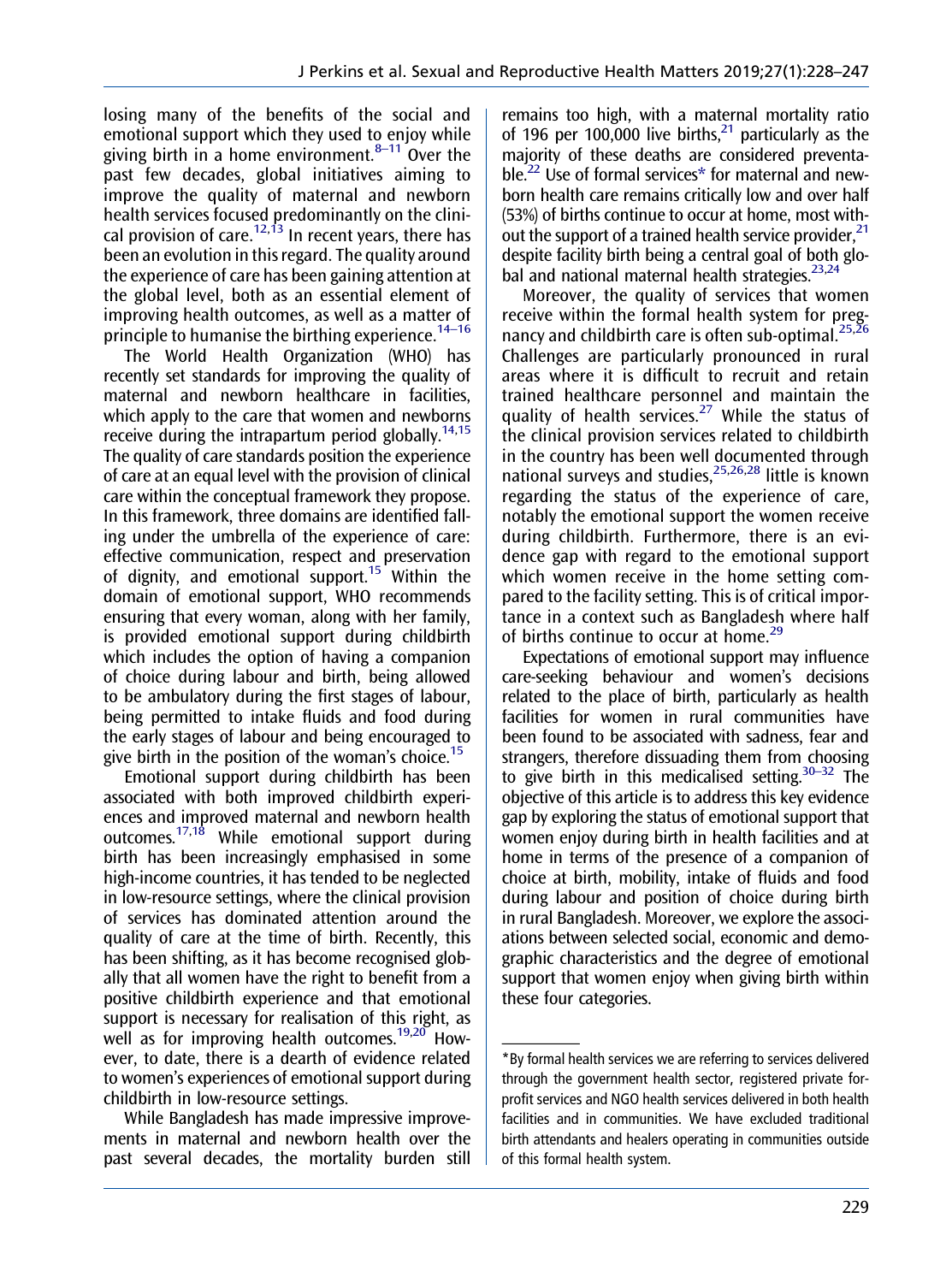losing many of the benefits of the social and emotional support which they used to enjoy while giving birth in a home environment.[8–11] Over the past few decades, global initiatives aiming to improve the quality of maternal and newborn health services focused predominantly on the clinical provision of care.[12,13] In recent years, there has been an evolution in this regard. The quality around the experience of care has been gaining attention at the global level, both as an essential element of improving health outcomes, as well as a matter of principle to humanise the birthing experience.[14–16]

The World Health Organization (WHO) has recently set standards for improving the quality of maternal and newborn healthcare in facilities, which apply to the care that women and newborns receive during the intrapartum period globally.[14,15] The quality of care standards position the experience of care at an equal level with the provision of clinical care within the conceptual framework they propose. In this framework, three domains are identified falling under the umbrella of the experience of care: effective communication, respect and preservation of dignity, and emotional support.[15] Within the domain of emotional support, WHO recommends ensuring that every woman, along with her family, is provided emotional support during childbirth which includes the option of having a companion of choice during labour and birth, being allowed to be ambulatory during the first stages of labour, being permitted to intake fluids and food during the early stages of labour and being encouraged to give birth in the position of the woman's choice.[15]

Emotional support during childbirth has been associated with both improved childbirth experiences and improved maternal and newborn health outcomes.[17,18] While emotional support during birth has been increasingly emphasised in some high-income countries, it has tended to be neglected in low-resource settings, where the clinical provision of services has dominated attention around the quality of care at the time of birth. Recently, this has been shifting, as it has become recognised globally that all women have the right to benefit from a positive childbirth experience and that emotional support is necessary for realisation of this right, as well as for improving health outcomes.[19,20] However, to date, there is a dearth of evidence related to women's experiences of emotional support during childbirth in low-resource settings.

While Bangladesh has made impressive improvements in maternal and newborn health over the past several decades, the mortality burden still remains too high, with a maternal mortality ratio of 196 per 100,000 live births,[21] particularly as the majority of these deaths are considered preventable.[22] Use of formal services* for maternal and newborn health care remains critically low and over half (53%) of births continue to occur at home, most without the support of a trained health service provider,[21] despite facility birth being a central goal of both global and national maternal health strategies.[23,24]

Moreover, the quality of services that women receive within the formal health system for pregnancy and childbirth care is often sub-optimal.[25,26] Challenges are particularly pronounced in rural areas where it is difficult to recruit and retain trained healthcare personnel and maintain the quality of health services.[27] While the status of the clinical provision services related to childbirth in the country has been well documented through national surveys and studies,[25,26,28] little is known regarding the status of the experience of care, notably the emotional support the women receive during childbirth. Furthermore, there is an evidence gap with regard to the emotional support which women receive in the home setting compared to the facility setting. This is of critical importance in a context such as Bangladesh where half of births continue to occur at home.[29]

Expectations of emotional support may influence care-seeking behaviour and women's decisions related to the place of birth, particularly as health facilities for women in rural communities have been found to be associated with sadness, fear and strangers, therefore dissuading them from choosing to give birth in this medicalised setting.[30–32] The objective of this article is to address this key evidence gap by exploring the status of emotional support that women enjoy during birth in health facilities and at home in terms of the presence of a companion of choice at birth, mobility, intake of fluids and food during labour and position of choice during birth in rural Bangladesh. Moreover, we explore the associations between selected social, economic and demographic characteristics and the degree of emotional support that women enjoy when giving birth within these four categories.

---

*By formal health services we are referring to services delivered through the government health sector, registered private for-profit services and NGO health services delivered in both health facilities and in communities. We have excluded traditional birth attendants and healers operating in communities outside of this formal health system.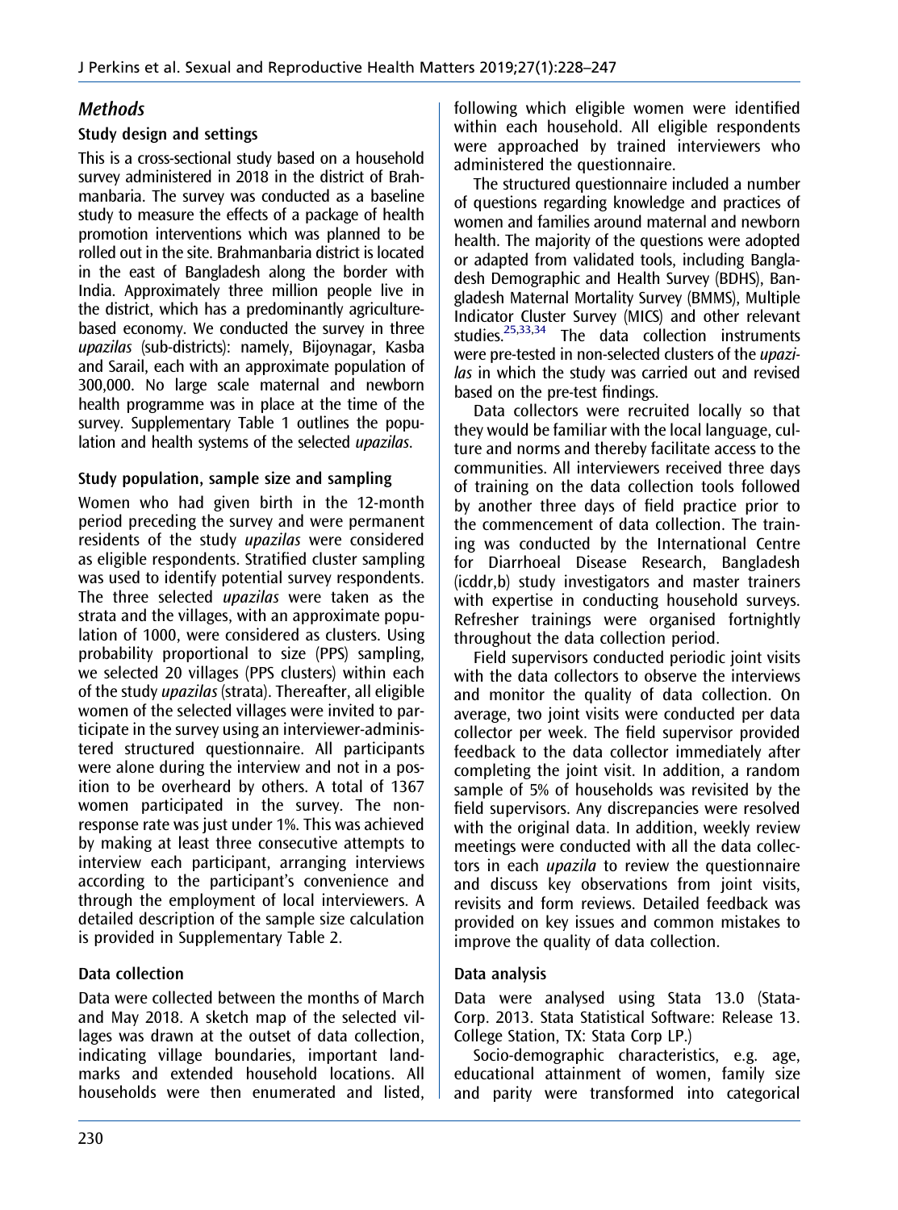## *Methods*

### Study design and settings

This is a cross-sectional study based on a household survey administered in 2018 in the district of Brahmanbaria. The survey was conducted as a baseline study to measure the effects of a package of health promotion interventions which was planned to be rolled out in the site. Brahmanbaria district is located in the east of Bangladesh along the border with India. Approximately three million people live in the district, which has a predominantly agriculture-based economy. We conducted the survey in three *upazilas* (sub-districts): namely, Bijoynagar, Kasba and Sarail, each with an approximate population of 300,000. No large scale maternal and newborn health programme was in place at the time of the survey. Supplementary Table 1 outlines the population and health systems of the selected *upazilas*.

### Study population, sample size and sampling

Women who had given birth in the 12-month period preceding the survey and were permanent residents of the study *upazilas* were considered as eligible respondents. Stratified cluster sampling was used to identify potential survey respondents. The three selected *upazilas* were taken as the strata and the villages, with an approximate population of 1000, were considered as clusters. Using probability proportional to size (PPS) sampling, we selected 20 villages (PPS clusters) within each of the study *upazilas* (strata). Thereafter, all eligible women of the selected villages were invited to participate in the survey using an interviewer-administered structured questionnaire. All participants were alone during the interview and not in a position to be overheard by others. A total of 1367 women participated in the survey. The non-response rate was just under 1%. This was achieved by making at least three consecutive attempts to interview each participant, arranging interviews according to the participant's convenience and through the employment of local interviewers. A detailed description of the sample size calculation is provided in Supplementary Table 2.

### Data collection

Data were collected between the months of March and May 2018. A sketch map of the selected villages was drawn at the outset of data collection, indicating village boundaries, important landmarks and extended household locations. All households were then enumerated and listed, following which eligible women were identified within each household. All eligible respondents were approached by trained interviewers who administered the questionnaire.

The structured questionnaire included a number of questions regarding knowledge and practices of women and families around maternal and newborn health. The majority of the questions were adopted or adapted from validated tools, including Bangladesh Demographic and Health Survey (BDHS), Bangladesh Maternal Mortality Survey (BMMS), Multiple Indicator Cluster Survey (MICS) and other relevant studies.[25,33,34] The data collection instruments were pre-tested in non-selected clusters of the *upazilas* in which the study was carried out and revised based on the pre-test findings.

Data collectors were recruited locally so that they would be familiar with the local language, culture and norms and thereby facilitate access to the communities. All interviewers received three days of training on the data collection tools followed by another three days of field practice prior to the commencement of data collection. The training was conducted by the International Centre for Diarrhoeal Disease Research, Bangladesh (icddr,b) study investigators and master trainers with expertise in conducting household surveys. Refresher trainings were organised fortnightly throughout the data collection period.

Field supervisors conducted periodic joint visits with the data collectors to observe the interviews and monitor the quality of data collection. On average, two joint visits were conducted per data collector per week. The field supervisor provided feedback to the data collector immediately after completing the joint visit. In addition, a random sample of 5% of households was revisited by the field supervisors. Any discrepancies were resolved with the original data. In addition, weekly review meetings were conducted with all the data collectors in each *upazila* to review the questionnaire and discuss key observations from joint visits, revisits and form reviews. Detailed feedback was provided on key issues and common mistakes to improve the quality of data collection.

### Data analysis

Data were analysed using Stata 13.0 (StataCorp. 2013. Stata Statistical Software: Release 13. College Station, TX: Stata Corp LP.)

Socio-demographic characteristics, e.g. age, educational attainment of women, family size and parity were transformed into categorical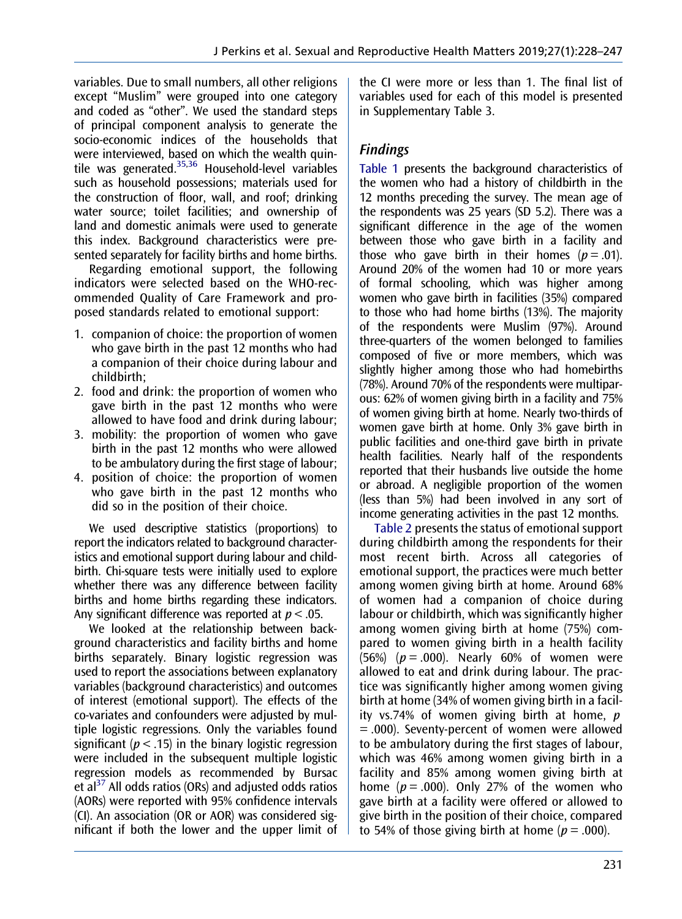variables. Due to small numbers, all other religions except "Muslim" were grouped into one category and coded as "other". We used the standard steps of principal component analysis to generate the socio-economic indices of the households that were interviewed, based on which the wealth quintile was generated.[35,36] Household-level variables such as household possessions; materials used for the construction of floor, wall, and roof; drinking water source; toilet facilities; and ownership of land and domestic animals were used to generate this index. Background characteristics were presented separately for facility births and home births.

Regarding emotional support, the following indicators were selected based on the WHO-recommended Quality of Care Framework and proposed standards related to emotional support:

1. companion of choice: the proportion of women who gave birth in the past 12 months who had a companion of their choice during labour and childbirth;
2. food and drink: the proportion of women who gave birth in the past 12 months who were allowed to have food and drink during labour;
3. mobility: the proportion of women who gave birth in the past 12 months who were allowed to be ambulatory during the first stage of labour;
4. position of choice: the proportion of women who gave birth in the past 12 months who did so in the position of their choice.

We used descriptive statistics (proportions) to report the indicators related to background characteristics and emotional support during labour and childbirth. Chi-square tests were initially used to explore whether there was any difference between facility births and home births regarding these indicators. Any significant difference was reported at $p < .05$.

We looked at the relationship between background characteristics and facility births and home births separately. Binary logistic regression was used to report the associations between explanatory variables (background characteristics) and outcomes of interest (emotional support). The effects of the co-variates and confounders were adjusted by multiple logistic regressions. Only the variables found significant ($p < .15$) in the binary logistic regression were included in the subsequent multiple logistic regression models as recommended by Bursac et al[37] All odds ratios (ORs) and adjusted odds ratios (AORs) were reported with 95% confidence intervals (CI). An association (OR or AOR) was considered significant if both the lower and the upper limit of the CI were more or less than 1. The final list of variables used for each of this model is presented in Supplementary Table 3.

## Findings

Table 1 presents the background characteristics of the women who had a history of childbirth in the 12 months preceding the survey. The mean age of the respondents was 25 years (SD 5.2). There was a significant difference in the age of the women between those who gave birth in a facility and those who gave birth in their homes ($p = .01$). Around 20% of the women had 10 or more years of formal schooling, which was higher among women who gave birth in facilities (35%) compared to those who had home births (13%). The majority of the respondents were Muslim (97%). Around three-quarters of the women belonged to families composed of five or more members, which was slightly higher among those who had homebirths (78%). Around 70% of the respondents were multiparous: 62% of women giving birth in a facility and 75% of women giving birth at home. Nearly two-thirds of women gave birth at home. Only 3% gave birth in public facilities and one-third gave birth in private health facilities. Nearly half of the respondents reported that their husbands live outside the home or abroad. A negligible proportion of the women (less than 5%) had been involved in any sort of income generating activities in the past 12 months.

Table 2 presents the status of emotional support during childbirth among the respondents for their most recent birth. Across all categories of emotional support, the practices were much better among women giving birth at home. Around 68% of women had a companion of choice during labour or childbirth, which was significantly higher among women giving birth at home (75%) compared to women giving birth in a health facility (56%) ($p = .000$). Nearly 60% of women were allowed to eat and drink during labour. The practice was significantly higher among women giving birth at home (34% of women giving birth in a facility vs.74% of women giving birth at home, $p = .000$). Seventy-percent of women were allowed to be ambulatory during the first stages of labour, which was 46% among women giving birth in a facility and 85% among women giving birth at home ($p = .000$). Only 27% of the women who gave birth at a facility were offered or allowed to give birth in the position of their choice, compared to 54% of those giving birth at home ($p = .000$).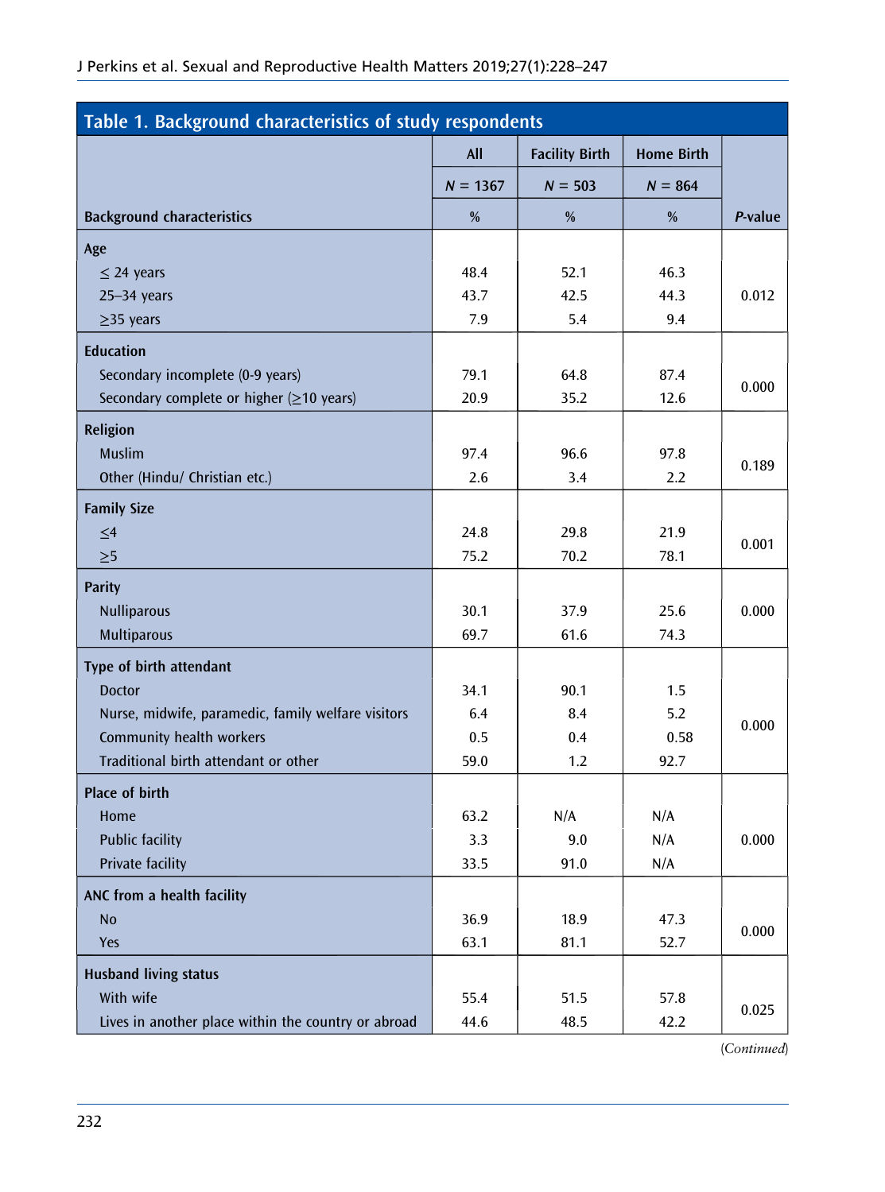**Table 1. Background characteristics of study respondents**

| Background characteristics | All | Facility Birth | Home Birth | *P*-value |
|---|---|---|---|---|
| | *N* = 1367 | *N* = 503 | *N* = 864 | |
| | % | % | % | |
| **Age** | | | | |
| ≤ 24 years | 48.4 | 52.1 | 46.3 | 0.012 |
| 25–34 years | 43.7 | 42.5 | 44.3 | |
| ≥35 years | 7.9 | 5.4 | 9.4 | |
| **Education** | | | | |
| Secondary incomplete (0-9 years) | 79.1 | 64.8 | 87.4 | 0.000 |
| Secondary complete or higher (≥10 years) | 20.9 | 35.2 | 12.6 | |
| **Religion** | | | | |
| Muslim | 97.4 | 96.6 | 97.8 | 0.189 |
| Other (Hindu/ Christian etc.) | 2.6 | 3.4 | 2.2 | |
| **Family Size** | | | | |
| ≤4 | 24.8 | 29.8 | 21.9 | 0.001 |
| ≥5 | 75.2 | 70.2 | 78.1 | |
| **Parity** | | | | |
| Nulliparous | 30.1 | 37.9 | 25.6 | 0.000 |
| Multiparous | 69.7 | 61.6 | 74.3 | |
| **Type of birth attendant** | | | | |
| Doctor | 34.1 | 90.1 | 1.5 | 0.000 |
| Nurse, midwife, paramedic, family welfare visitors | 6.4 | 8.4 | 5.2 | |
| Community health workers | 0.5 | 0.4 | 0.58 | |
| Traditional birth attendant or other | 59.0 | 1.2 | 92.7 | |
| **Place of birth** | | | | |
| Home | 63.2 | N/A | N/A | 0.000 |
| Public facility | 3.3 | 9.0 | N/A | |
| Private facility | 33.5 | 91.0 | N/A | |
| **ANC from a health facility** | | | | |
| No | 36.9 | 18.9 | 47.3 | 0.000 |
| Yes | 63.1 | 81.1 | 52.7 | |
| **Husband living status** | | | | |
| With wife | 55.4 | 51.5 | 57.8 | 0.025 |
| Lives in another place within the country or abroad | 44.6 | 48.5 | 42.2 | |

(*Continued*)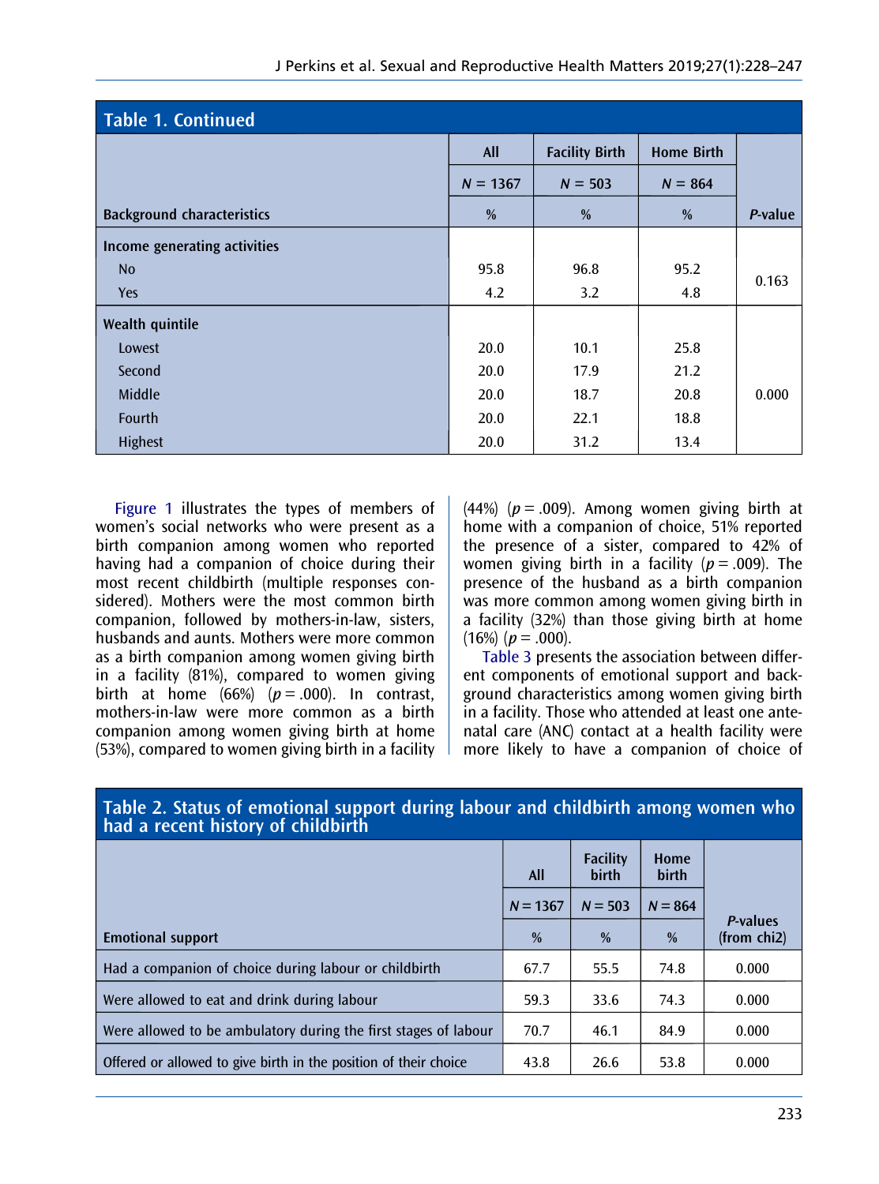**Table 1. Continued**

| Background characteristics | All | Facility Birth | Home Birth | *P*-value |
|---|---|---|---|---|
| | *N* = 1367 | *N* = 503 | *N* = 864 | |
| | % | % | % | |
| **Income generating activities** | | | | |
| No | 95.8 | 96.8 | 95.2 | 0.163 |
| Yes | 4.2 | 3.2 | 4.8 | |
| **Wealth quintile** | | | | |
| Lowest | 20.0 | 10.1 | 25.8 | 0.000 |
| Second | 20.0 | 17.9 | 21.2 | |
| Middle | 20.0 | 18.7 | 20.8 | |
| Fourth | 20.0 | 22.1 | 18.8 | |
| Highest | 20.0 | 31.2 | 13.4 | |

Figure 1 illustrates the types of members of women's social networks who were present as a birth companion among women who reported having had a companion of choice during their most recent childbirth (multiple responses considered). Mothers were the most common birth companion, followed by mothers-in-law, sisters, husbands and aunts. Mothers were more common as a birth companion among women giving birth in a facility (81%), compared to women giving birth at home (66%) ($p = .000$). In contrast, mothers-in-law were more common as a birth companion among women giving birth at home (53%), compared to women giving birth in a facility (44%) ($p = .009$). Among women giving birth at home with a companion of choice, 51% reported the presence of a sister, compared to 42% of women giving birth in a facility ($p = .009$). The presence of the husband as a birth companion was more common among women giving birth in a facility (32%) than those giving birth at home (16%) ($p = .000$).

Table 3 presents the association between different components of emotional support and background characteristics among women giving birth in a facility. Those who attended at least one antenatal care (ANC) contact at a health facility were more likely to have a companion of choice of

**Table 2. Status of emotional support during labour and childbirth among women who had a recent history of childbirth**

| Emotional support | All | Facility birth | Home birth | *P*-values (from chi2) |
|---|---|---|---|---|
| | *N* = 1367 | *N* = 503 | *N* = 864 | |
| | % | % | % | |
| Had a companion of choice during labour or childbirth | 67.7 | 55.5 | 74.8 | 0.000 |
| Were allowed to eat and drink during labour | 59.3 | 33.6 | 74.3 | 0.000 |
| Were allowed to be ambulatory during the first stages of labour | 70.7 | 46.1 | 84.9 | 0.000 |
| Offered or allowed to give birth in the position of their choice | 43.8 | 26.6 | 53.8 | 0.000 |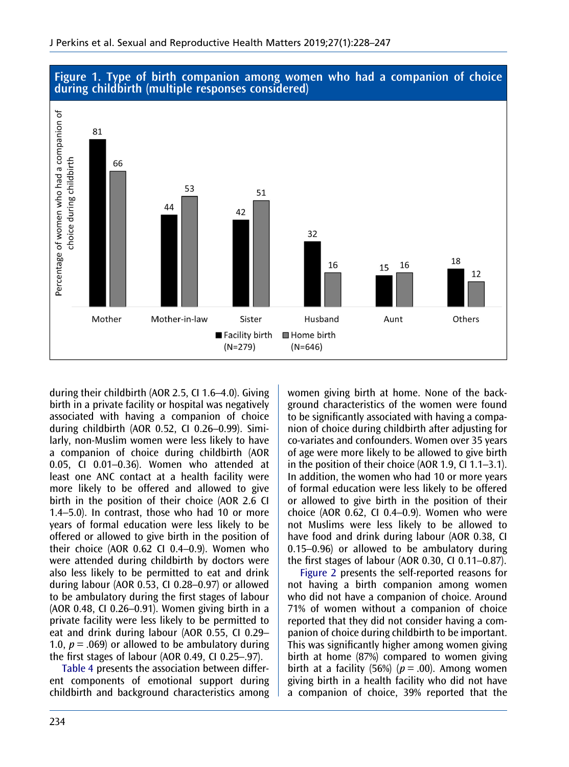**Figure 1. Type of birth companion among women who had a companion of choice during childbirth (multiple responses considered)**

| | Facility birth (N=279) | Home birth (N=646) |
|---|---|---|
| Mother | 81 | 66 |
| Mother-in-law | 44 | 53 |
| Sister | 42 | 51 |
| Husband | 32 | 16 |
| Aunt | 15 | 16 |
| Others | 18 | 12 |

Percentage of women who had a companion of choice during childbirth

during their childbirth (AOR 2.5, CI 1.6–4.0). Giving birth in a private facility or hospital was negatively associated with having a companion of choice during childbirth (AOR 0.52, CI 0.26–0.99). Similarly, non-Muslim women were less likely to have a companion of choice during childbirth (AOR 0.05, CI 0.01–0.36). Women who attended at least one ANC contact at a health facility were more likely to be offered and allowed to give birth in the position of their choice (AOR 2.6 CI 1.4–5.0). In contrast, those who had 10 or more years of formal education were less likely to be offered or allowed to give birth in the position of their choice (AOR 0.62 CI 0.4–0.9). Women who were attended during childbirth by doctors were also less likely to be permitted to eat and drink during labour (AOR 0.53, CI 0.28–0.97) or allowed to be ambulatory during the first stages of labour (AOR 0.48, CI 0.26–0.91). Women giving birth in a private facility were less likely to be permitted to eat and drink during labour (AOR 0.55, CI 0.29–1.0, $p = .069$) or allowed to be ambulatory during the first stages of labour (AOR 0.49, CI 0.25–.97).

Table 4 presents the association between different components of emotional support during childbirth and background characteristics among women giving birth at home. None of the background characteristics of the women were found to be significantly associated with having a companion of choice during childbirth after adjusting for co-variates and confounders. Women over 35 years of age were more likely to be allowed to give birth in the position of their choice (AOR 1.9, CI 1.1–3.1). In addition, the women who had 10 or more years of formal education were less likely to be offered or allowed to give birth in the position of their choice (AOR 0.62, CI 0.4–0.9). Women who were not Muslims were less likely to be allowed to have food and drink during labour (AOR 0.38, CI 0.15–0.96) or allowed to be ambulatory during the first stages of labour (AOR 0.30, CI 0.11–0.87).

Figure 2 presents the self-reported reasons for not having a birth companion among women who did not have a companion of choice. Around 71% of women without a companion of choice reported that they did not consider having a companion of choice during childbirth to be important. This was significantly higher among women giving birth at home (87%) compared to women giving birth at a facility (56%) ($p = .00$). Among women giving birth in a health facility who did not have a companion of choice, 39% reported that the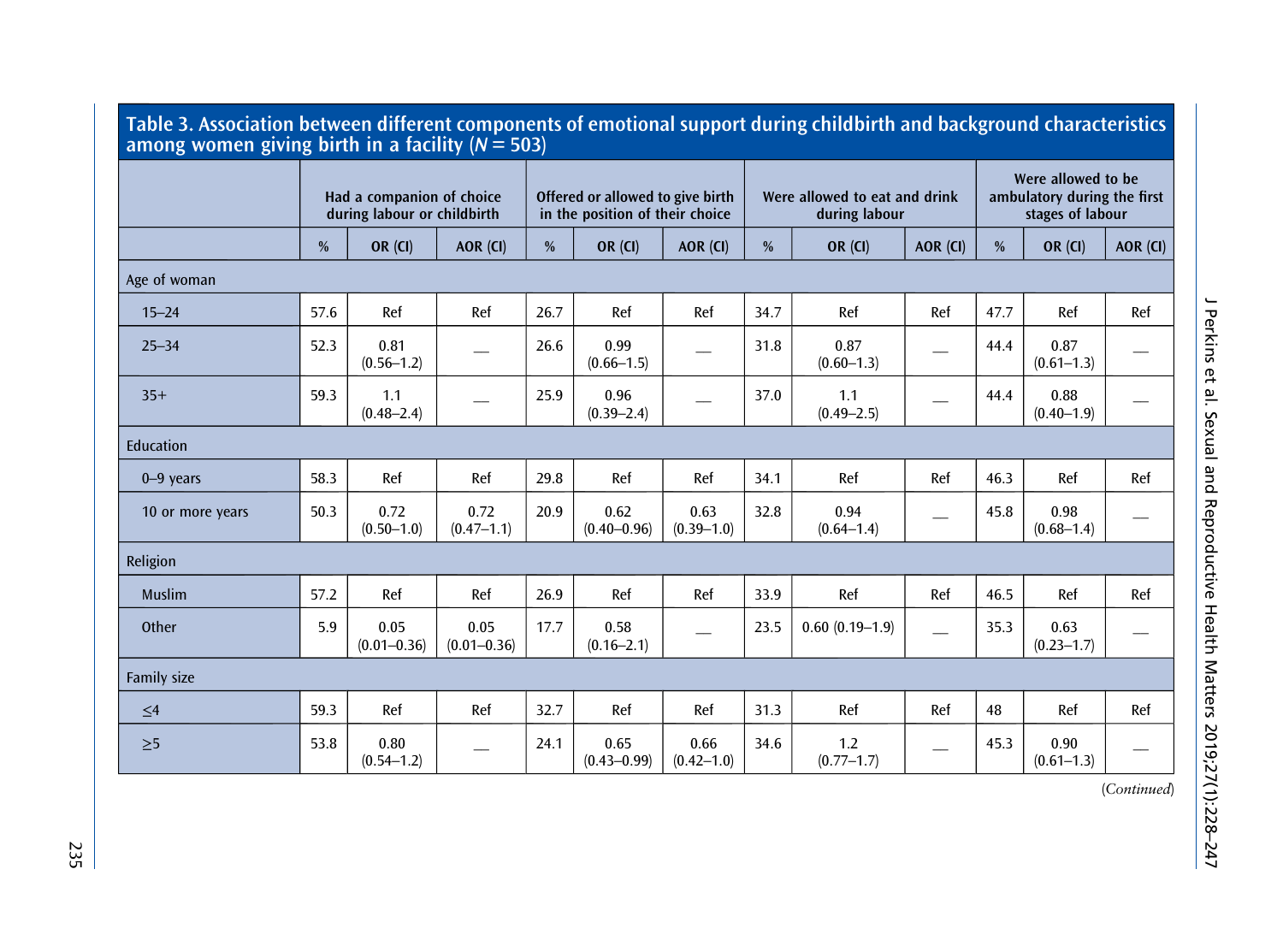**Table 3. Association between different components of emotional support during childbirth and background characteristics among women giving birth in a facility ($N = 503$)**

| | Had a companion of choice during labour or childbirth | | | Offered or allowed to give birth in the position of their choice | | | Were allowed to eat and drink during labour | | | Were allowed to be ambulatory during the first stages of labour | | |
|---|---|---|---|---|---|---|---|---|---|---|---|---|
| | % | OR (CI) | AOR (CI) | % | OR (CI) | AOR (CI) | % | OR (CI) | AOR (CI) | % | OR (CI) | AOR (CI) |
| **Age of woman** | | | | | | | | | | | | |
| 15–24 | 57.6 | Ref | Ref | 26.7 | Ref | Ref | 34.7 | Ref | Ref | 47.7 | Ref | Ref |
| 25–34 | 52.3 | 0.81 (0.56–1.2) | — | 26.6 | 0.99 (0.66–1.5) | — | 31.8 | 0.87 (0.60–1.3) | — | 44.4 | 0.87 (0.61–1.3) | — |
| 35+ | 59.3 | 1.1 (0.48–2.4) | — | 25.9 | 0.96 (0.39–2.4) | — | 37.0 | 1.1 (0.49–2.5) | — | 44.4 | 0.88 (0.40–1.9) | — |
| **Education** | | | | | | | | | | | | |
| 0–9 years | 58.3 | Ref | Ref | 29.8 | Ref | Ref | 34.1 | Ref | Ref | 46.3 | Ref | Ref |
| 10 or more years | 50.3 | 0.72 (0.50–1.0) | 0.72 (0.47–1.1) | 20.9 | 0.62 (0.40–0.96) | 0.63 (0.39–1.0) | 32.8 | 0.94 (0.64–1.4) | — | 45.8 | 0.98 (0.68–1.4) | — |
| **Religion** | | | | | | | | | | | | |
| Muslim | 57.2 | Ref | Ref | 26.9 | Ref | Ref | 33.9 | Ref | Ref | 46.5 | Ref | Ref |
| Other | 5.9 | 0.05 (0.01–0.36) | 0.05 (0.01–0.36) | 17.7 | 0.58 (0.16–2.1) | — | 23.5 | 0.60 (0.19–1.9) | — | 35.3 | 0.63 (0.23–1.7) | — |
| **Family size** | | | | | | | | | | | | |
| ≤4 | 59.3 | Ref | Ref | 32.7 | Ref | Ref | 31.3 | Ref | Ref | 48 | Ref | Ref |
| ≥5 | 53.8 | 0.80 (0.54–1.2) | — | 24.1 | 0.65 (0.43–0.99) | 0.66 (0.42–1.0) | 34.6 | 1.2 (0.77–1.7) | — | 45.3 | 0.90 (0.61–1.3) | — |

*(Continued)*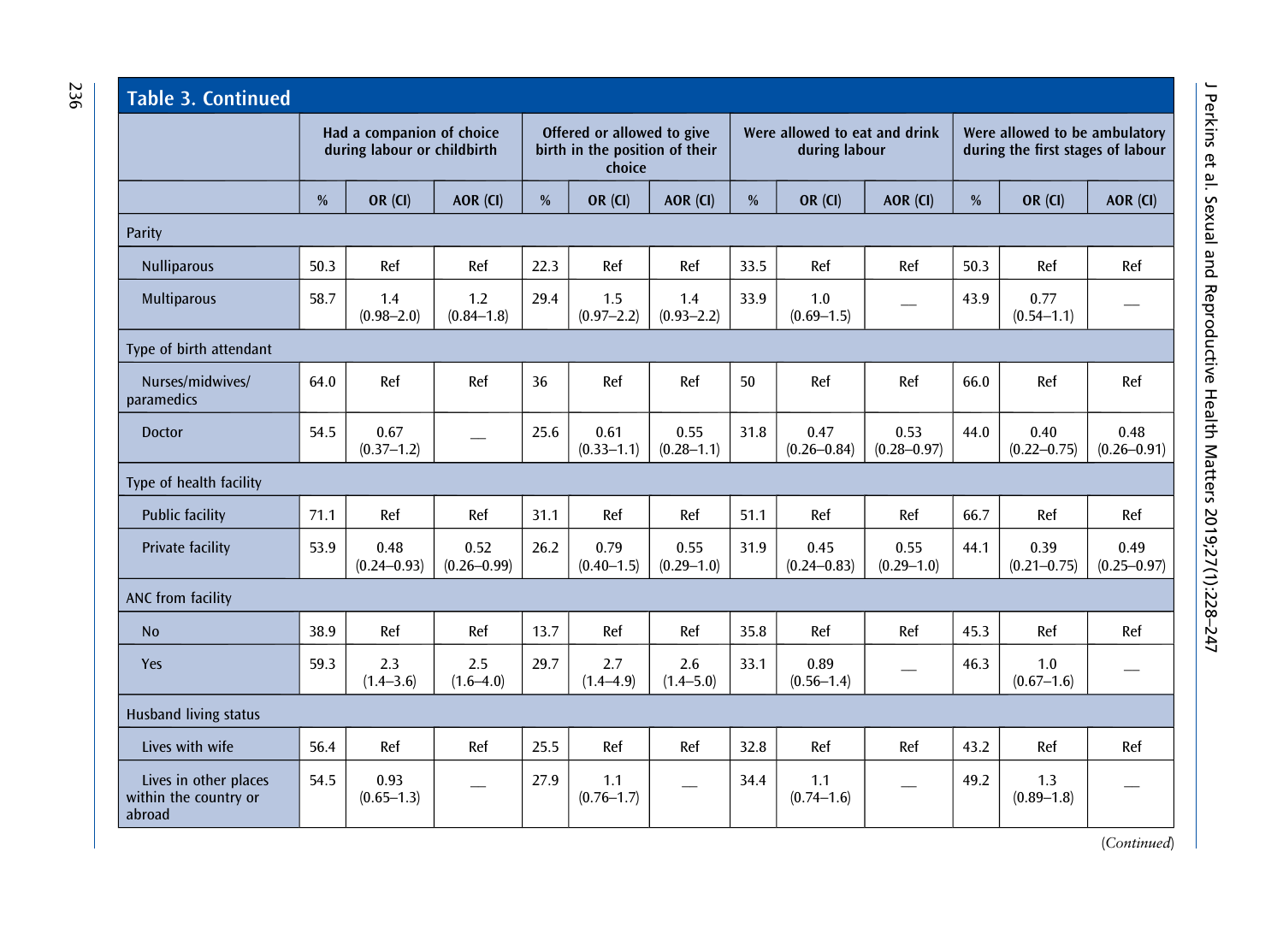**Table 3. Continued**

| | Had a companion of choice during labour or childbirth | | | Offered or allowed to give birth in the position of their choice | | | Were allowed to eat and drink during labour | | | Were allowed to be ambulatory during the first stages of labour | | |
|---|---|---|---|---|---|---|---|---|---|---|---|---|
| | % | OR (CI) | AOR (CI) | % | OR (CI) | AOR (CI) | % | OR (CI) | AOR (CI) | % | OR (CI) | AOR (CI) |
| Parity | | | | | | | | | | | | |
| Nulliparous | 50.3 | Ref | Ref | 22.3 | Ref | Ref | 33.5 | Ref | Ref | 50.3 | Ref | Ref |
| Multiparous | 58.7 | 1.4 (0.98–2.0) | 1.2 (0.84–1.8) | 29.4 | 1.5 (0.97–2.2) | 1.4 (0.93–2.2) | 33.9 | 1.0 (0.69–1.5) | — | 43.9 | 0.77 (0.54–1.1) | — |
| Type of birth attendant | | | | | | | | | | | | |
| Nurses/midwives/ paramedics | 64.0 | Ref | Ref | 36 | Ref | Ref | 50 | Ref | Ref | 66.0 | Ref | Ref |
| Doctor | 54.5 | 0.67 (0.37–1.2) | — | 25.6 | 0.61 (0.33–1.1) | 0.55 (0.28–1.1) | 31.8 | 0.47 (0.26–0.84) | 0.53 (0.28–0.97) | 44.0 | 0.40 (0.22–0.75) | 0.48 (0.26–0.91) |
| Type of health facility | | | | | | | | | | | | |
| Public facility | 71.1 | Ref | Ref | 31.1 | Ref | Ref | 51.1 | Ref | Ref | 66.7 | Ref | Ref |
| Private facility | 53.9 | 0.48 (0.24–0.93) | 0.52 (0.26–0.99) | 26.2 | 0.79 (0.40–1.5) | 0.55 (0.29–1.0) | 31.9 | 0.45 (0.24–0.83) | 0.55 (0.29–1.0) | 44.1 | 0.39 (0.21–0.75) | 0.49 (0.25–0.97) |
| ANC from facility | | | | | | | | | | | | |
| No | 38.9 | Ref | Ref | 13.7 | Ref | Ref | 35.8 | Ref | Ref | 45.3 | Ref | Ref |
| Yes | 59.3 | 2.3 (1.4–3.6) | 2.5 (1.6–4.0) | 29.7 | 2.7 (1.4–4.9) | 2.6 (1.4–5.0) | 33.1 | 0.89 (0.56–1.4) | — | 46.3 | 1.0 (0.67–1.6) | — |
| Husband living status | | | | | | | | | | | | |
| Lives with wife | 56.4 | Ref | Ref | 25.5 | Ref | Ref | 32.8 | Ref | Ref | 43.2 | Ref | Ref |
| Lives in other places within the country or abroad | 54.5 | 0.93 (0.65–1.3) | — | 27.9 | 1.1 (0.76–1.7) | — | 34.4 | 1.1 (0.74–1.6) | — | 49.2 | 1.3 (0.89–1.8) | — |

(*Continued*)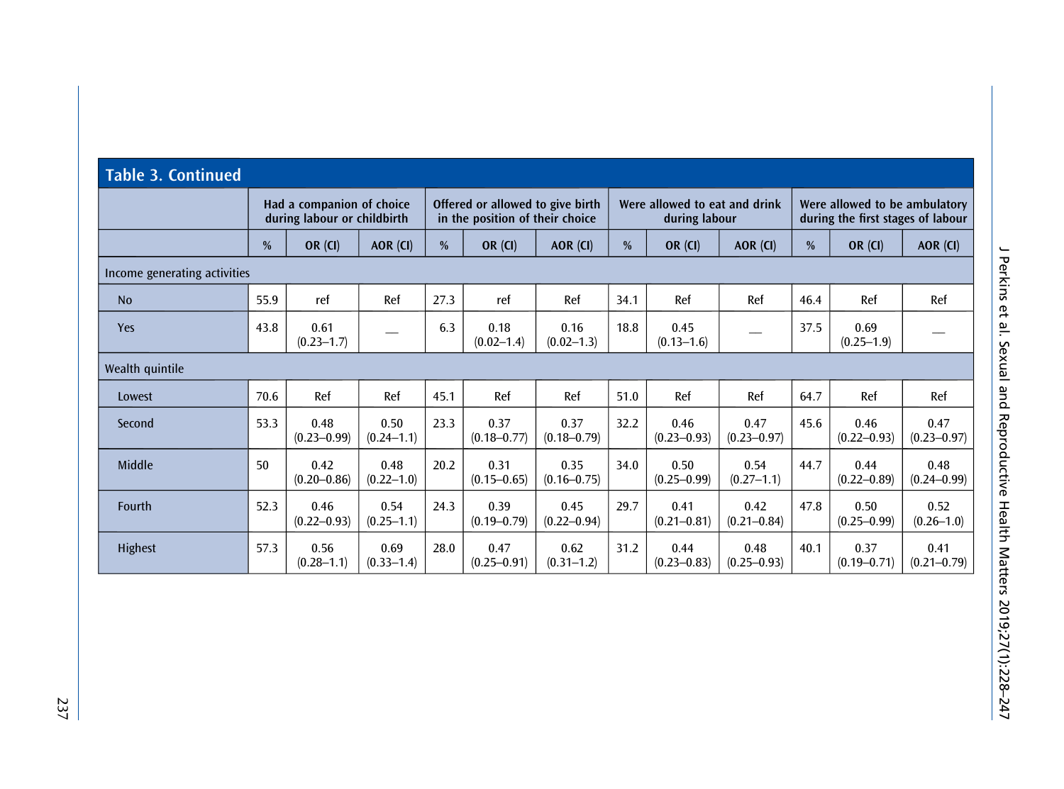**Table 3. Continued**

| | Had a companion of choice during labour or childbirth | | | Offered or allowed to give birth in the position of their choice | | | Were allowed to eat and drink during labour | | | Were allowed to be ambulatory during the first stages of labour | | |
|---|---|---|---|---|---|---|---|---|---|---|---|---|
| | % | OR (CI) | AOR (CI) | % | OR (CI) | AOR (CI) | % | OR (CI) | AOR (CI) | % | OR (CI) | AOR (CI) |
| Income generating activities | | | | | | | | | | | | |
| No | 55.9 | ref | Ref | 27.3 | ref | Ref | 34.1 | Ref | Ref | 46.4 | Ref | Ref |
| Yes | 43.8 | 0.61 (0.23–1.7) | — | 6.3 | 0.18 (0.02–1.4) | 0.16 (0.02–1.3) | 18.8 | 0.45 (0.13–1.6) | — | 37.5 | 0.69 (0.25–1.9) | — |
| Wealth quintile | | | | | | | | | | | | |
| Lowest | 70.6 | Ref | Ref | 45.1 | Ref | Ref | 51.0 | Ref | Ref | 64.7 | Ref | Ref |
| Second | 53.3 | 0.48 (0.23–0.99) | 0.50 (0.24–1.1) | 23.3 | 0.37 (0.18–0.77) | 0.37 (0.18–0.79) | 32.2 | 0.46 (0.23–0.93) | 0.47 (0.23–0.97) | 45.6 | 0.46 (0.22–0.93) | 0.47 (0.23–0.97) |
| Middle | 50 | 0.42 (0.20–0.86) | 0.48 (0.22–1.0) | 20.2 | 0.31 (0.15–0.65) | 0.35 (0.16–0.75) | 34.0 | 0.50 (0.25–0.99) | 0.54 (0.27–1.1) | 44.7 | 0.44 (0.22–0.89) | 0.48 (0.24–0.99) |
| Fourth | 52.3 | 0.46 (0.22–0.93) | 0.54 (0.25–1.1) | 24.3 | 0.39 (0.19–0.79) | 0.45 (0.22–0.94) | 29.7 | 0.41 (0.21–0.81) | 0.42 (0.21–0.84) | 47.8 | 0.50 (0.25–0.99) | 0.52 (0.26–1.0) |
| Highest | 57.3 | 0.56 (0.28–1.1) | 0.69 (0.33–1.4) | 28.0 | 0.47 (0.25–0.91) | 0.62 (0.31–1.2) | 31.2 | 0.44 (0.23–0.83) | 0.48 (0.25–0.93) | 40.1 | 0.37 (0.19–0.71) | 0.41 (0.21–0.79) |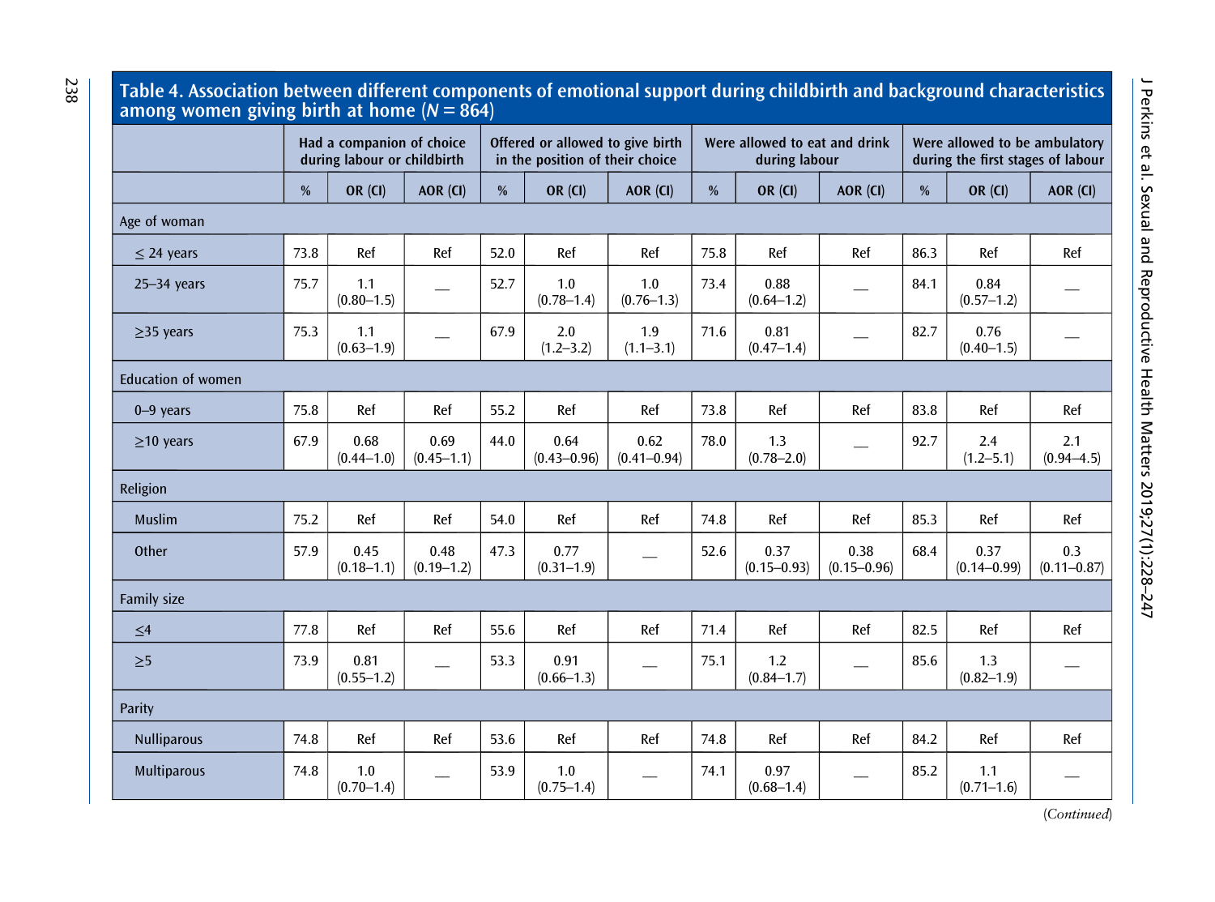**Table 4. Association between different components of emotional support during childbirth and background characteristics among women giving birth at home ($N = 864$)**

| | Had a companion of choice during labour or childbirth | | | Offered or allowed to give birth in the position of their choice | | | Were allowed to eat and drink during labour | | | Were allowed to be ambulatory during the first stages of labour | | |
|---|---|---|---|---|---|---|---|---|---|---|---|---|
| | % | OR (CI) | AOR (CI) | % | OR (CI) | AOR (CI) | % | OR (CI) | AOR (CI) | % | OR (CI) | AOR (CI) |
| Age of woman | | | | | | | | | | | | |
| ≤ 24 years | 73.8 | Ref | Ref | 52.0 | Ref | Ref | 75.8 | Ref | Ref | 86.3 | Ref | Ref |
| 25–34 years | 75.7 | 1.1 (0.80–1.5) | — | 52.7 | 1.0 (0.78–1.4) | 1.0 (0.76–1.3) | 73.4 | 0.88 (0.64–1.2) | — | 84.1 | 0.84 (0.57–1.2) | — |
| ≥35 years | 75.3 | 1.1 (0.63–1.9) | — | 67.9 | 2.0 (1.2–3.2) | 1.9 (1.1–3.1) | 71.6 | 0.81 (0.47–1.4) | — | 82.7 | 0.76 (0.40–1.5) | — |
| Education of women | | | | | | | | | | | | |
| 0–9 years | 75.8 | Ref | Ref | 55.2 | Ref | Ref | 73.8 | Ref | Ref | 83.8 | Ref | Ref |
| ≥10 years | 67.9 | 0.68 (0.44–1.0) | 0.69 (0.45–1.1) | 44.0 | 0.64 (0.43–0.96) | 0.62 (0.41–0.94) | 78.0 | 1.3 (0.78–2.0) | — | 92.7 | 2.4 (1.2–5.1) | 2.1 (0.94–4.5) |
| Religion | | | | | | | | | | | | |
| Muslim | 75.2 | Ref | Ref | 54.0 | Ref | Ref | 74.8 | Ref | Ref | 85.3 | Ref | Ref |
| Other | 57.9 | 0.45 (0.18–1.1) | 0.48 (0.19–1.2) | 47.3 | 0.77 (0.31–1.9) | — | 52.6 | 0.37 (0.15–0.93) | 0.38 (0.15–0.96) | 68.4 | 0.37 (0.14–0.99) | 0.3 (0.11–0.87) |
| Family size | | | | | | | | | | | | |
| ≤4 | 77.8 | Ref | Ref | 55.6 | Ref | Ref | 71.4 | Ref | Ref | 82.5 | Ref | Ref |
| ≥5 | 73.9 | 0.81 (0.55–1.2) | — | 53.3 | 0.91 (0.66–1.3) | — | 75.1 | 1.2 (0.84–1.7) | — | 85.6 | 1.3 (0.82–1.9) | — |
| Parity | | | | | | | | | | | | |
| Nulliparous | 74.8 | Ref | Ref | 53.6 | Ref | Ref | 74.8 | Ref | Ref | 84.2 | Ref | Ref |
| Multiparous | 74.8 | 1.0 (0.70–1.4) | — | 53.9 | 1.0 (0.75–1.4) | — | 74.1 | 0.97 (0.68–1.4) | — | 85.2 | 1.1 (0.71–1.6) | — |

*(Continued)*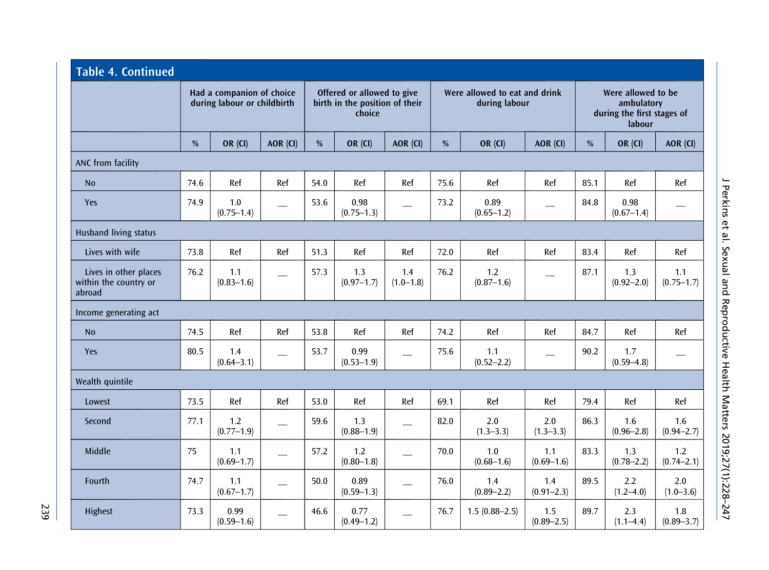**Table 4. Continued**

| | Had a companion of choice during labour or childbirth | | | Offered or allowed to give birth in the position of their choice | | | Were allowed to eat and drink during labour | | | Were allowed to be ambulatory during the first stages of labour | | |
|---|---|---|---|---|---|---|---|---|---|---|---|---|
| | % | OR (CI) | AOR (CI) | % | OR (CI) | AOR (CI) | % | OR (CI) | AOR (CI) | % | OR (CI) | AOR (CI) |
| **ANC from facility** | | | | | | | | | | | | |
| No | 74.6 | Ref | Ref | 54.0 | Ref | Ref | 75.6 | Ref | Ref | 85.1 | Ref | Ref |
| Yes | 74.9 | 1.0 (0.75–1.4) | __ | 53.6 | 0.98 (0.75–1.3) | __ | 73.2 | 0.89 (0.65–1.2) | __ | 84.8 | 0.98 (0.67–1.4) | __ |
| **Husband living status** | | | | | | | | | | | | |
| Lives with wife | 73.8 | Ref | Ref | 51.3 | Ref | Ref | 72.0 | Ref | Ref | 83.4 | Ref | Ref |
| Lives in other places within the country or abroad | 76.2 | 1.1 (0.83–1.6) | __ | 57.3 | 1.3 (0.97–1.7) | 1.4 (1.0–1.8) | 76.2 | 1.2 (0.87–1.6) | __ | 87.1 | 1.3 (0.92–2.0) | 1.1 (0.75–1.7) |
| **Income generating act** | | | | | | | | | | | | |
| No | 74.5 | Ref | Ref | 53.8 | Ref | Ref | 74.2 | Ref | Ref | 84.7 | Ref | Ref |
| Yes | 80.5 | 1.4 (0.64–3.1) | __ | 53.7 | 0.99 (0.53–1.9) | __ | 75.6 | 1.1 (0.52–2.2) | __ | 90.2 | 1.7 (0.59–4.8) | __ |
| **Wealth quintile** | | | | | | | | | | | | |
| Lowest | 73.5 | Ref | Ref | 53.0 | Ref | Ref | 69.1 | Ref | Ref | 79.4 | Ref | Ref |
| Second | 77.1 | 1.2 (0.77–1.9) | __ | 59.6 | 1.3 (0.88–1.9) | __ | 82.0 | 2.0 (1.3–3.3) | 2.0 (1.3–3.3) | 86.3 | 1.6 (0.96–2.8) | 1.6 (0.94–2.7) |
| Middle | 75 | 1.1 (0.69–1.7) | __ | 57.2 | 1.2 (0.80–1.8) | __ | 70.0 | 1.0 (0.68–1.6) | 1.1 (0.69–1.6) | 83.3 | 1.3 (0.78–2.2) | 1.2 (0.74–2.1) |
| Fourth | 74.7 | 1.1 (0.67–1.7) | __ | 50.0 | 0.89 (0.59–1.3) | __ | 76.0 | 1.4 (0.89–2.2) | 1.4 (0.91–2.3) | 89.5 | 2.2 (1.2–4.0) | 2.0 (1.0–3.6) |
| Highest | 73.3 | 0.99 (0.59–1.6) | __ | 46.6 | 0.77 (0.49–1.2) | __ | 76.7 | 1.5 (0.88–2.5) | 1.5 (0.89–2.5) | 89.7 | 2.3 (1.1–4.4) | 1.8 (0.89–3.7) |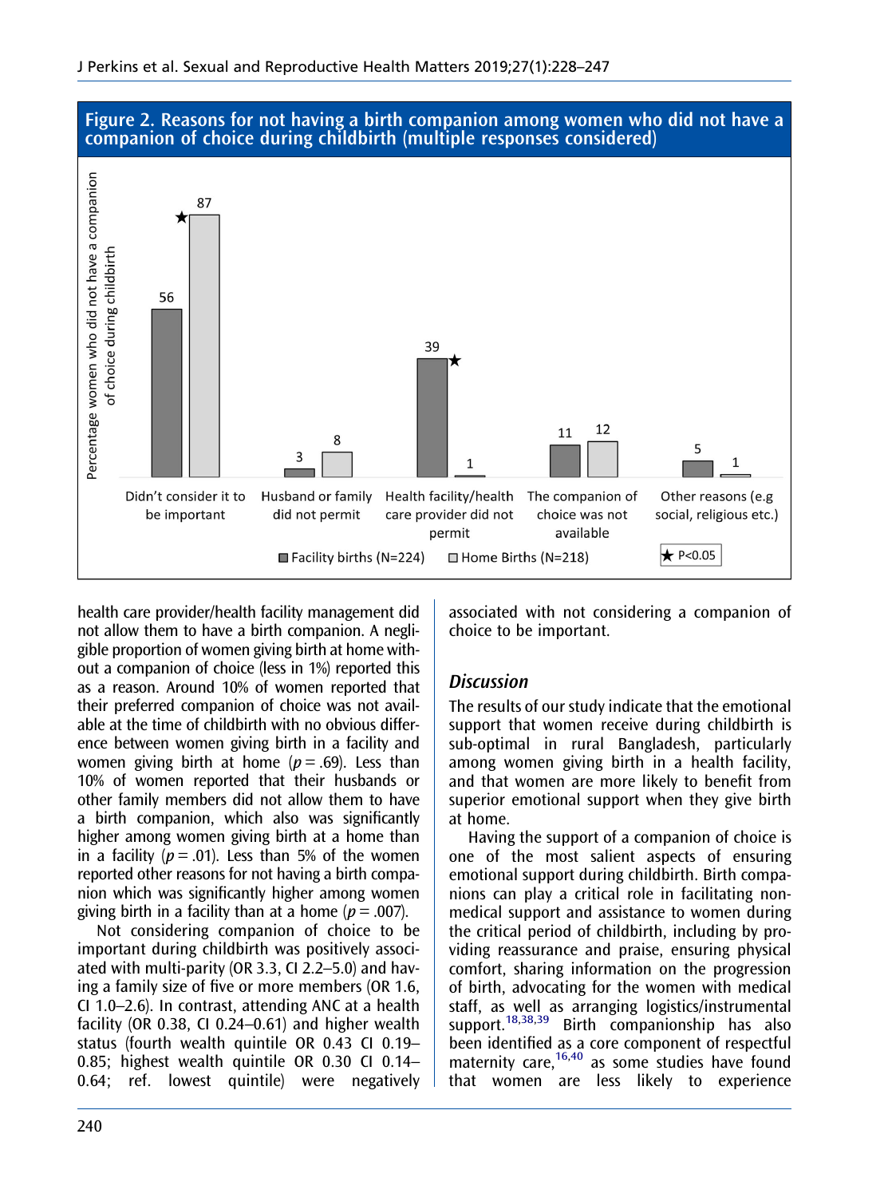**Figure 2. Reasons for not having a birth companion among women who did not have a companion of choice during childbirth (multiple responses considered)**

| Reason | Facility births (N=224) | Home Births (N=218) |
|---|---|---|
| Didn't consider it to be important | 56 | 87★ |
| Husband or family did not permit | 3 | 8 |
| Health facility/health care provider did not permit | 39★ | 1 |
| The companion of choice was not available | 11 | 12 |
| Other reasons (e.g social, religious etc.) | 5 | 1 |

Y-axis: Percentage women who did not have a companion of choice during childbirth. ★ P<0.05

health care provider/health facility management did not allow them to have a birth companion. A negligible proportion of women giving birth at home without a companion of choice (less in 1%) reported this as a reason. Around 10% of women reported that their preferred companion of choice was not available at the time of childbirth with no obvious difference between women giving birth in a facility and women giving birth at home ($p = .69$). Less than 10% of women reported that their husbands or other family members did not allow them to have a birth companion, which also was significantly higher among women giving birth at a home than in a facility ($p = .01$). Less than 5% of the women reported other reasons for not having a birth companion which was significantly higher among women giving birth in a facility than at a home ($p = .007$).

Not considering companion of choice to be important during childbirth was positively associated with multi-parity (OR 3.3, CI 2.2–5.0) and having a family size of five or more members (OR 1.6, CI 1.0–2.6). In contrast, attending ANC at a health facility (OR 0.38, CI 0.24–0.61) and higher wealth status (fourth wealth quintile OR 0.43 CI 0.19–0.85; highest wealth quintile OR 0.30 CI 0.14–0.64; ref. lowest quintile) were negatively associated with not considering a companion of choice to be important.

## Discussion

The results of our study indicate that the emotional support that women receive during childbirth is sub-optimal in rural Bangladesh, particularly among women giving birth in a health facility, and that women are more likely to benefit from superior emotional support when they give birth at home.

Having the support of a companion of choice is one of the most salient aspects of ensuring emotional support during childbirth. Birth companions can play a critical role in facilitating non-medical support and assistance to women during the critical period of childbirth, including by providing reassurance and praise, ensuring physical comfort, sharing information on the progression of birth, advocating for the women with medical staff, as well as arranging logistics/instrumental support.[18,38,39] Birth companionship has also been identified as a core component of respectful maternity care,[16,40] as some studies have found that women are less likely to experience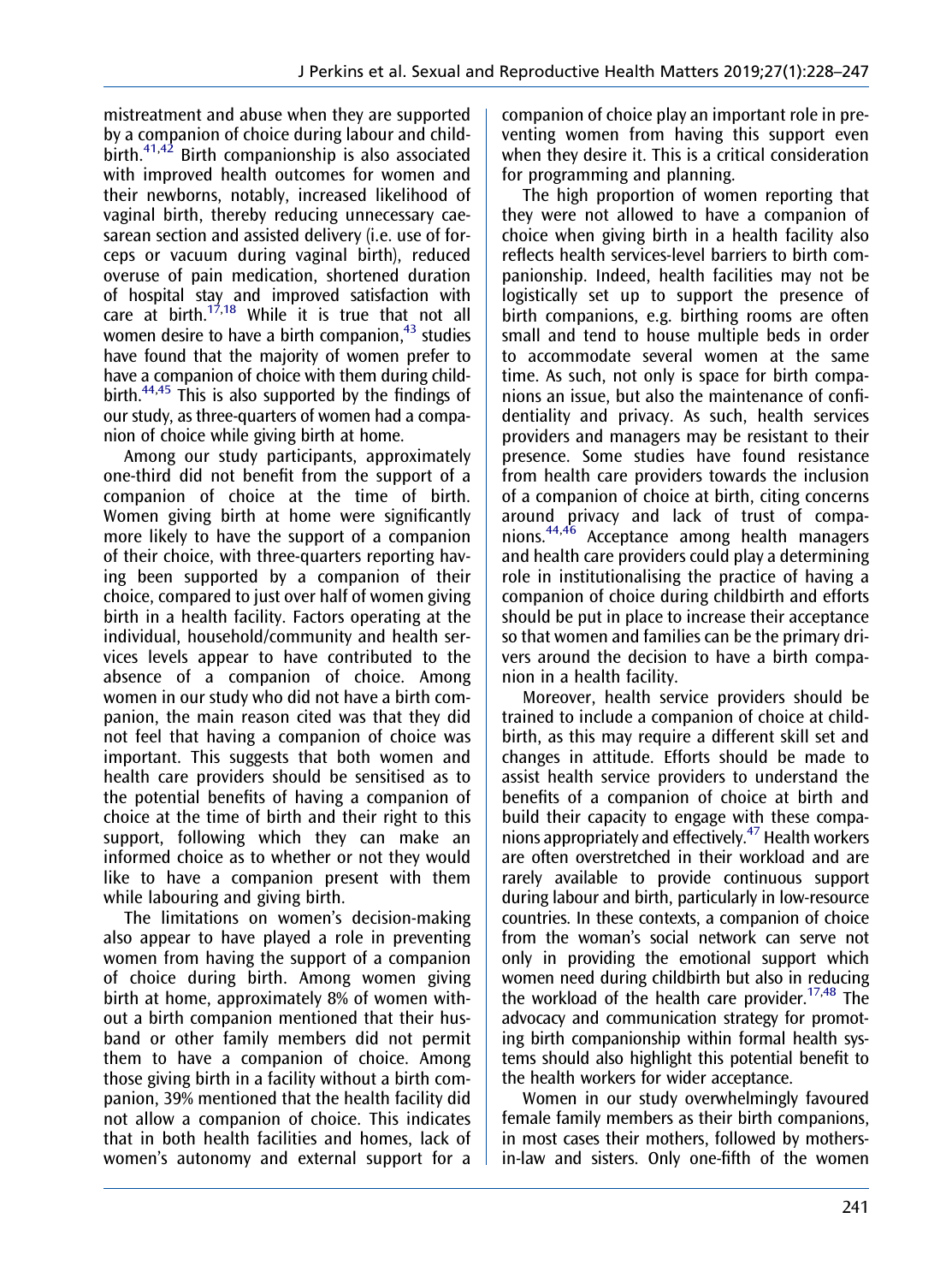mistreatment and abuse when they are supported by a companion of choice during labour and childbirth.[41,42] Birth companionship is also associated with improved health outcomes for women and their newborns, notably, increased likelihood of vaginal birth, thereby reducing unnecessary caesarean section and assisted delivery (i.e. use of forceps or vacuum during vaginal birth), reduced overuse of pain medication, shortened duration of hospital stay and improved satisfaction with care at birth.[17,18] While it is true that not all women desire to have a birth companion,[43] studies have found that the majority of women prefer to have a companion of choice with them during childbirth.[44,45] This is also supported by the findings of our study, as three-quarters of women had a companion of choice while giving birth at home.

Among our study participants, approximately one-third did not benefit from the support of a companion of choice at the time of birth. Women giving birth at home were significantly more likely to have the support of a companion of their choice, with three-quarters reporting having been supported by a companion of their choice, compared to just over half of women giving birth in a health facility. Factors operating at the individual, household/community and health services levels appear to have contributed to the absence of a companion of choice. Among women in our study who did not have a birth companion, the main reason cited was that they did not feel that having a companion of choice was important. This suggests that both women and health care providers should be sensitised as to the potential benefits of having a companion of choice at the time of birth and their right to this support, following which they can make an informed choice as to whether or not they would like to have a companion present with them while labouring and giving birth.

The limitations on women's decision-making also appear to have played a role in preventing women from having the support of a companion of choice during birth. Among women giving birth at home, approximately 8% of women without a birth companion mentioned that their husband or other family members did not permit them to have a companion of choice. Among those giving birth in a facility without a birth companion, 39% mentioned that the health facility did not allow a companion of choice. This indicates that in both health facilities and homes, lack of women's autonomy and external support for a companion of choice play an important role in preventing women from having this support even when they desire it. This is a critical consideration for programming and planning.

The high proportion of women reporting that they were not allowed to have a companion of choice when giving birth in a health facility also reflects health services-level barriers to birth companionship. Indeed, health facilities may not be logistically set up to support the presence of birth companions, e.g. birthing rooms are often small and tend to house multiple beds in order to accommodate several women at the same time. As such, not only is space for birth companions an issue, but also the maintenance of confidentiality and privacy. As such, health services providers and managers may be resistant to their presence. Some studies have found resistance from health care providers towards the inclusion of a companion of choice at birth, citing concerns around privacy and lack of trust of companions.[44,46] Acceptance among health managers and health care providers could play a determining role in institutionalising the practice of having a companion of choice during childbirth and efforts should be put in place to increase their acceptance so that women and families can be the primary drivers around the decision to have a birth companion in a health facility.

Moreover, health service providers should be trained to include a companion of choice at childbirth, as this may require a different skill set and changes in attitude. Efforts should be made to assist health service providers to understand the benefits of a companion of choice at birth and build their capacity to engage with these companions appropriately and effectively.[47] Health workers are often overstretched in their workload and are rarely available to provide continuous support during labour and birth, particularly in low-resource countries. In these contexts, a companion of choice from the woman's social network can serve not only in providing the emotional support which women need during childbirth but also in reducing the workload of the health care provider.[17,48] The advocacy and communication strategy for promoting birth companionship within formal health systems should also highlight this potential benefit to the health workers for wider acceptance.

Women in our study overwhelmingly favoured female family members as their birth companions, in most cases their mothers, followed by mothers-in-law and sisters. Only one-fifth of the women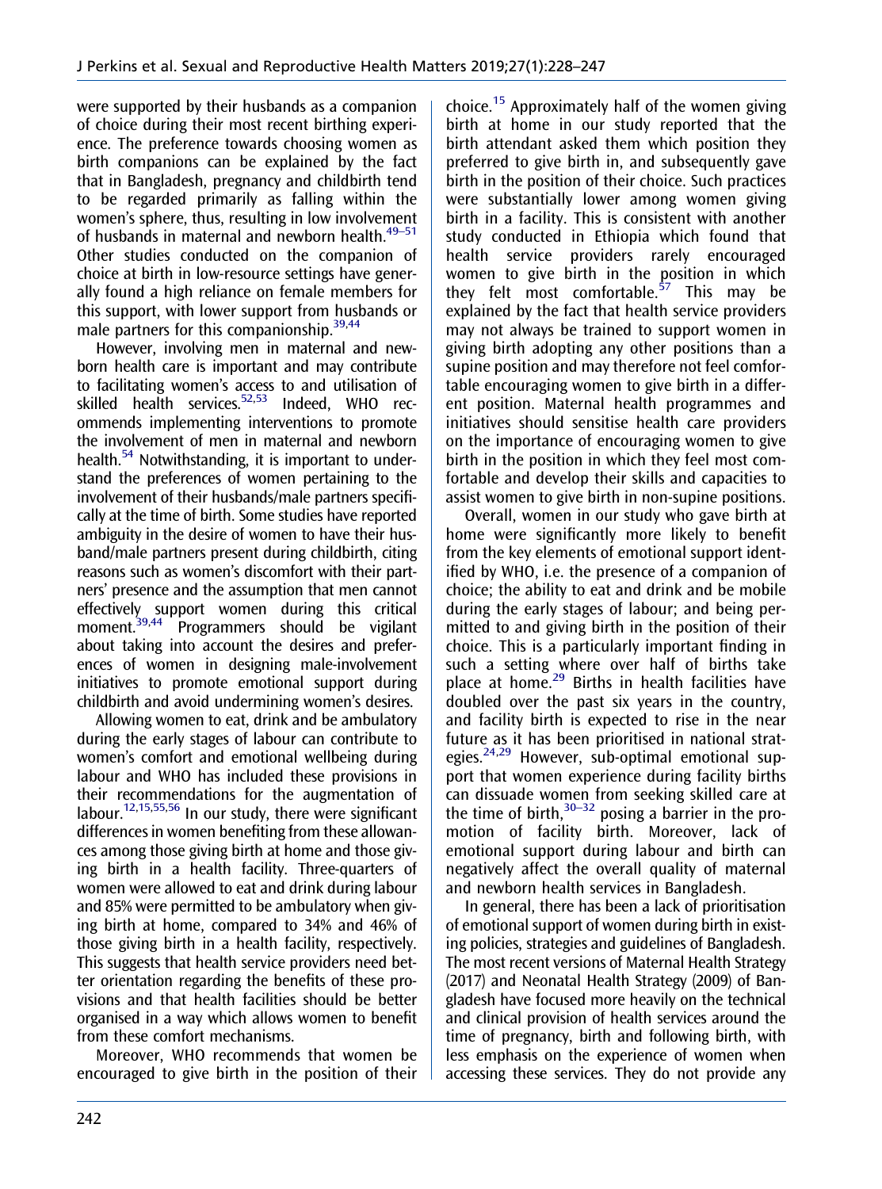were supported by their husbands as a companion of choice during their most recent birthing experience. The preference towards choosing women as birth companions can be explained by the fact that in Bangladesh, pregnancy and childbirth tend to be regarded primarily as falling within the women's sphere, thus, resulting in low involvement of husbands in maternal and newborn health.[49–51] Other studies conducted on the companion of choice at birth in low-resource settings have generally found a high reliance on female members for this support, with lower support from husbands or male partners for this companionship.[39,44]

However, involving men in maternal and newborn health care is important and may contribute to facilitating women's access to and utilisation of skilled health services.[52,53] Indeed, WHO recommends implementing interventions to promote the involvement of men in maternal and newborn health.[54] Notwithstanding, it is important to understand the preferences of women pertaining to the involvement of their husbands/male partners specifically at the time of birth. Some studies have reported ambiguity in the desire of women to have their husband/male partners present during childbirth, citing reasons such as women's discomfort with their partners' presence and the assumption that men cannot effectively support women during this critical moment.[39,44] Programmers should be vigilant about taking into account the desires and preferences of women in designing male-involvement initiatives to promote emotional support during childbirth and avoid undermining women's desires.

Allowing women to eat, drink and be ambulatory during the early stages of labour can contribute to women's comfort and emotional wellbeing during labour and WHO has included these provisions in their recommendations for the augmentation of labour.[12,15,55,56] In our study, there were significant differences in women benefiting from these allowances among those giving birth at home and those giving birth in a health facility. Three-quarters of women were allowed to eat and drink during labour and 85% were permitted to be ambulatory when giving birth at home, compared to 34% and 46% of those giving birth in a health facility, respectively. This suggests that health service providers need better orientation regarding the benefits of these provisions and that health facilities should be better organised in a way which allows women to benefit from these comfort mechanisms.

Moreover, WHO recommends that women be encouraged to give birth in the position of their choice.[15] Approximately half of the women giving birth at home in our study reported that the birth attendant asked them which position they preferred to give birth in, and subsequently gave birth in the position of their choice. Such practices were substantially lower among women giving birth in a facility. This is consistent with another study conducted in Ethiopia which found that health service providers rarely encouraged women to give birth in the position in which they felt most comfortable.[57] This may be explained by the fact that health service providers may not always be trained to support women in giving birth adopting any other positions than a supine position and may therefore not feel comfortable encouraging women to give birth in a different position. Maternal health programmes and initiatives should sensitise health care providers on the importance of encouraging women to give birth in the position in which they feel most comfortable and develop their skills and capacities to assist women to give birth in non-supine positions.

Overall, women in our study who gave birth at home were significantly more likely to benefit from the key elements of emotional support identified by WHO, i.e. the presence of a companion of choice; the ability to eat and drink and be mobile during the early stages of labour; and being permitted to and giving birth in the position of their choice. This is a particularly important finding in such a setting where over half of births take place at home.[29] Births in health facilities have doubled over the past six years in the country, and facility birth is expected to rise in the near future as it has been prioritised in national strategies.[24,29] However, sub-optimal emotional support that women experience during facility births can dissuade women from seeking skilled care at the time of birth,[30–32] posing a barrier in the promotion of facility birth. Moreover, lack of emotional support during labour and birth can negatively affect the overall quality of maternal and newborn health services in Bangladesh.

In general, there has been a lack of prioritisation of emotional support of women during birth in existing policies, strategies and guidelines of Bangladesh. The most recent versions of Maternal Health Strategy (2017) and Neonatal Health Strategy (2009) of Bangladesh have focused more heavily on the technical and clinical provision of health services around the time of pregnancy, birth and following birth, with less emphasis on the experience of women when accessing these services. They do not provide any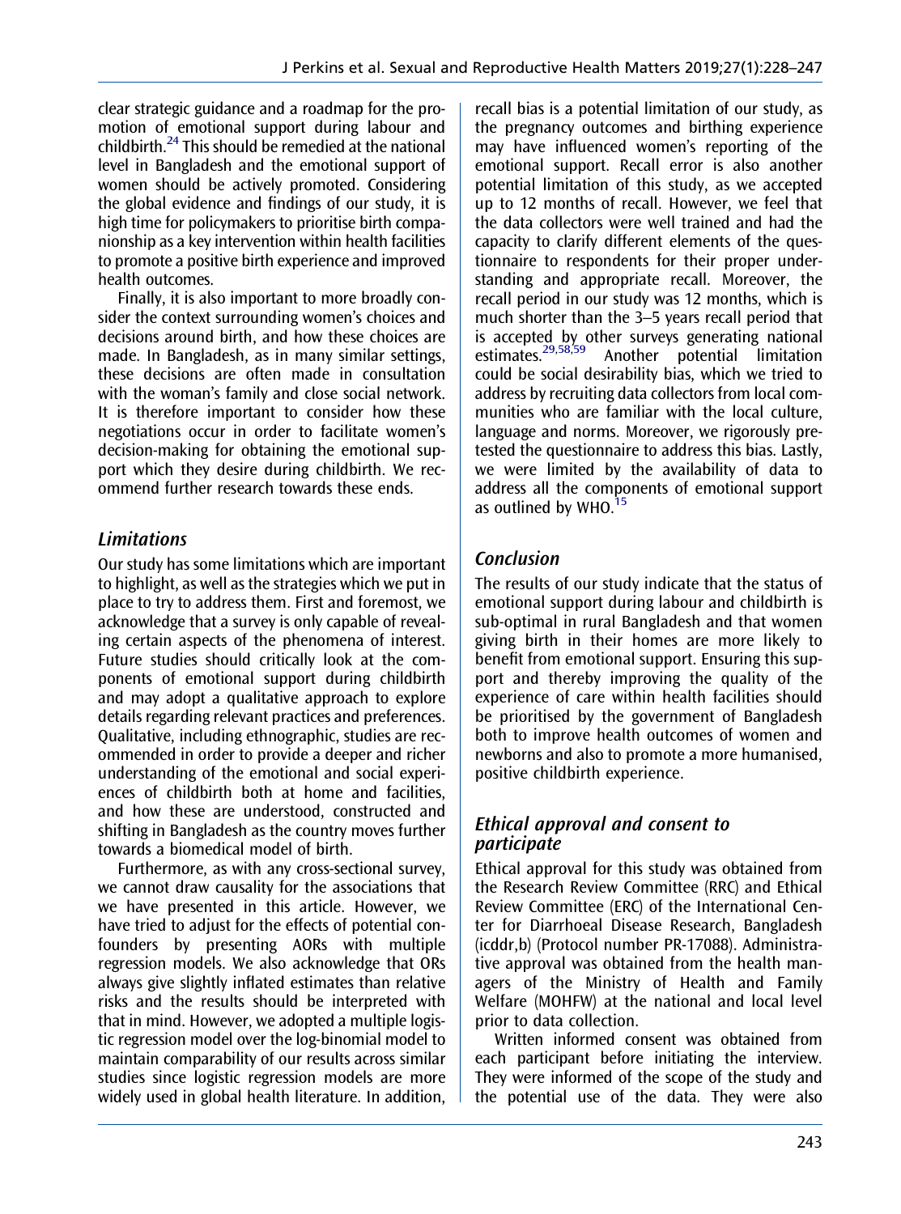clear strategic guidance and a roadmap for the promotion of emotional support during labour and childbirth.[24] This should be remedied at the national level in Bangladesh and the emotional support of women should be actively promoted. Considering the global evidence and findings of our study, it is high time for policymakers to prioritise birth companionship as a key intervention within health facilities to promote a positive birth experience and improved health outcomes.

Finally, it is also important to more broadly consider the context surrounding women's choices and decisions around birth, and how these choices are made. In Bangladesh, as in many similar settings, these decisions are often made in consultation with the woman's family and close social network. It is therefore important to consider how these negotiations occur in order to facilitate women's decision-making for obtaining the emotional support which they desire during childbirth. We recommend further research towards these ends.

## *Limitations*

Our study has some limitations which are important to highlight, as well as the strategies which we put in place to try to address them. First and foremost, we acknowledge that a survey is only capable of revealing certain aspects of the phenomena of interest. Future studies should critically look at the components of emotional support during childbirth and may adopt a qualitative approach to explore details regarding relevant practices and preferences. Qualitative, including ethnographic, studies are recommended in order to provide a deeper and richer understanding of the emotional and social experiences of childbirth both at home and facilities, and how these are understood, constructed and shifting in Bangladesh as the country moves further towards a biomedical model of birth.

Furthermore, as with any cross-sectional survey, we cannot draw causality for the associations that we have presented in this article. However, we have tried to adjust for the effects of potential confounders by presenting AORs with multiple regression models. We also acknowledge that ORs always give slightly inflated estimates than relative risks and the results should be interpreted with that in mind. However, we adopted a multiple logistic regression model over the log-binomial model to maintain comparability of our results across similar studies since logistic regression models are more widely used in global health literature. In addition, recall bias is a potential limitation of our study, as the pregnancy outcomes and birthing experience may have influenced women's reporting of the emotional support. Recall error is also another potential limitation of this study, as we accepted up to 12 months of recall. However, we feel that the data collectors were well trained and had the capacity to clarify different elements of the questionnaire to respondents for their proper understanding and appropriate recall. Moreover, the recall period in our study was 12 months, which is much shorter than the 3–5 years recall period that is accepted by other surveys generating national estimates.[29,58,59] Another potential limitation could be social desirability bias, which we tried to address by recruiting data collectors from local communities who are familiar with the local culture, language and norms. Moreover, we rigorously pretested the questionnaire to address this bias. Lastly, we were limited by the availability of data to address all the components of emotional support as outlined by WHO.[15]

## *Conclusion*

The results of our study indicate that the status of emotional support during labour and childbirth is sub-optimal in rural Bangladesh and that women giving birth in their homes are more likely to benefit from emotional support. Ensuring this support and thereby improving the quality of the experience of care within health facilities should be prioritised by the government of Bangladesh both to improve health outcomes of women and newborns and also to promote a more humanised, positive childbirth experience.

## *Ethical approval and consent to participate*

Ethical approval for this study was obtained from the Research Review Committee (RRC) and Ethical Review Committee (ERC) of the International Center for Diarrhoeal Disease Research, Bangladesh (icddr,b) (Protocol number PR-17088). Administrative approval was obtained from the health managers of the Ministry of Health and Family Welfare (MOHFW) at the national and local level prior to data collection.

Written informed consent was obtained from each participant before initiating the interview. They were informed of the scope of the study and the potential use of the data. They were also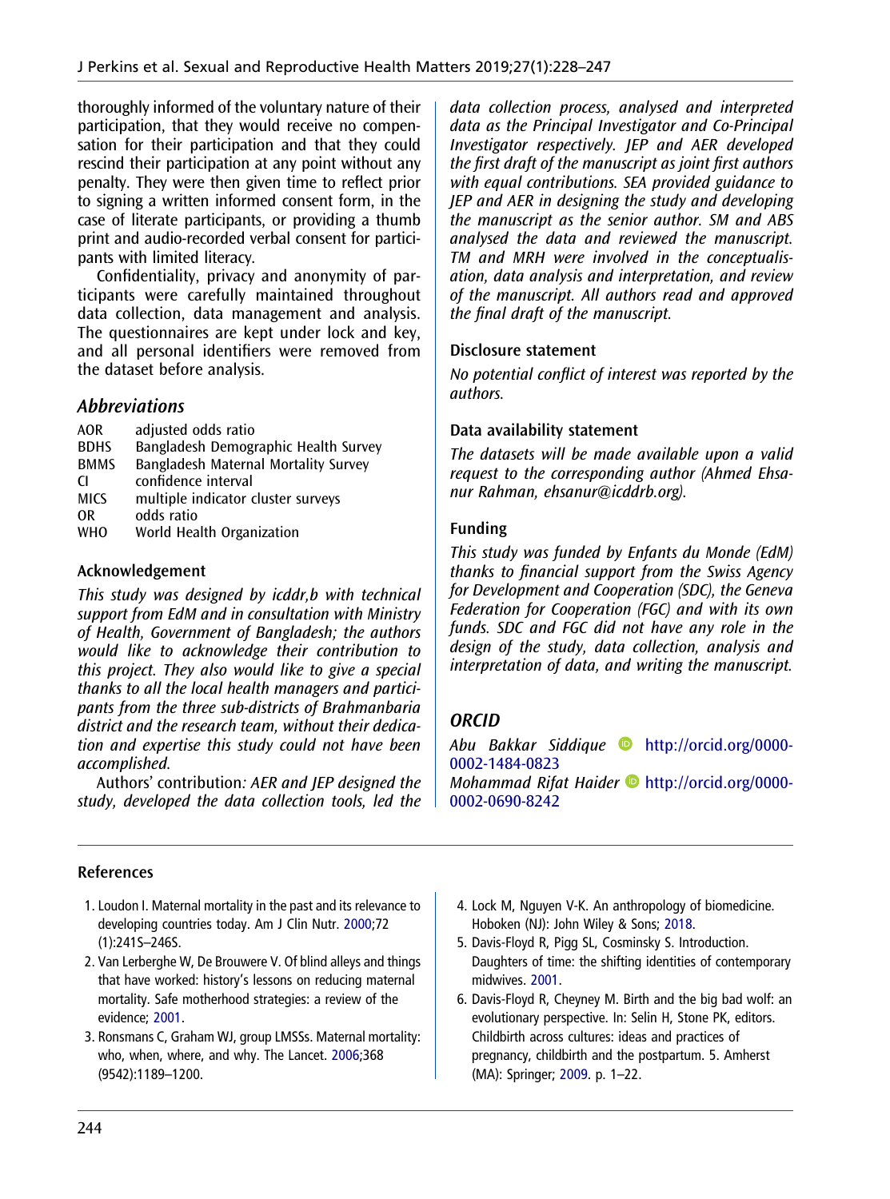thoroughly informed of the voluntary nature of their participation, that they would receive no compensation for their participation and that they could rescind their participation at any point without any penalty. They were then given time to reflect prior to signing a written informed consent form, in the case of literate participants, or providing a thumb print and audio-recorded verbal consent for participants with limited literacy.

Confidentiality, privacy and anonymity of participants were carefully maintained throughout data collection, data management and analysis. The questionnaires are kept under lock and key, and all personal identifiers were removed from the dataset before analysis.

## Abbreviations

| | |
|---|---|
| AOR | adjusted odds ratio |
| BDHS | Bangladesh Demographic Health Survey |
| BMMS | Bangladesh Maternal Mortality Survey |
| CI | confidence interval |
| MICS | multiple indicator cluster surveys |
| OR | odds ratio |
| WHO | World Health Organization |

### Acknowledgement

*This study was designed by icddr,b with technical support from EdM and in consultation with Ministry of Health, Government of Bangladesh; the authors would like to acknowledge their contribution to this project. They also would like to give a special thanks to all the local health managers and participants from the three sub-districts of Brahmanbaria district and the research team, without their dedication and expertise this study could not have been accomplished.*

Authors' contribution*: AER and JEP designed the study, developed the data collection tools, led the data collection process, analysed and interpreted data as the Principal Investigator and Co-Principal Investigator respectively. JEP and AER developed the first draft of the manuscript as joint first authors with equal contributions. SEA provided guidance to JEP and AER in designing the study and developing the manuscript as the senior author. SM and ABS analysed the data and reviewed the manuscript. TM and MRH were involved in the conceptualisation, data analysis and interpretation, and review of the manuscript. All authors read and approved the final draft of the manuscript.*

### Disclosure statement

*No potential conflict of interest was reported by the authors.*

### Data availability statement

*The datasets will be made available upon a valid request to the corresponding author (Ahmed Ehsanur Rahman, ehsanur@icddrb.org).*

### Funding

*This study was funded by Enfants du Monde (EdM) thanks to financial support from the Swiss Agency for Development and Cooperation (SDC), the Geneva Federation for Cooperation (FGC) and with its own funds. SDC and FGC did not have any role in the design of the study, data collection, analysis and interpretation of data, and writing the manuscript.*

## ORCID

*Abu Bakkar Siddique* http://orcid.org/0000-0002-1484-0823
*Mohammad Rifat Haider* http://orcid.org/0000-0002-0690-8242

### References

1. Loudon I. Maternal mortality in the past and its relevance to developing countries today. Am J Clin Nutr. 2000;72 (1):241S–246S.
2. Van Lerberghe W, De Brouwere V. Of blind alleys and things that have worked: history's lessons on reducing maternal mortality. Safe motherhood strategies: a review of the evidence; 2001.
3. Ronsmans C, Graham WJ, group LMSSs. Maternal mortality: who, when, where, and why. The Lancet. 2006;368 (9542):1189–1200.
4. Lock M, Nguyen V-K. An anthropology of biomedicine. Hoboken (NJ): John Wiley & Sons; 2018.
5. Davis-Floyd R, Pigg SL, Cosminsky S. Introduction. Daughters of time: the shifting identities of contemporary midwives. 2001.
6. Davis-Floyd R, Cheyney M. Birth and the big bad wolf: an evolutionary perspective. In: Selin H, Stone PK, editors. Childbirth across cultures: ideas and practices of pregnancy, childbirth and the postpartum. 5. Amherst (MA): Springer; 2009. p. 1–22.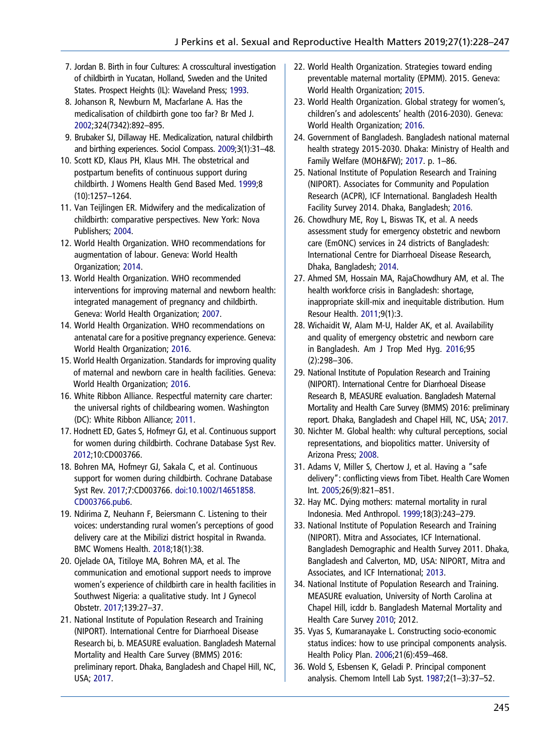7. Jordan B. Birth in four Cultures: A crosscultural investigation of childbirth in Yucatan, Holland, Sweden and the United States. Prospect Heights (IL): Waveland Press; 1993.
8. Johanson R, Newburn M, Macfarlane A. Has the medicalisation of childbirth gone too far? Br Med J. 2002;324(7342):892–895.
9. Brubaker SJ, Dillaway HE. Medicalization, natural childbirth and birthing experiences. Sociol Compass. 2009;3(1):31–48.
10. Scott KD, Klaus PH, Klaus MH. The obstetrical and postpartum benefits of continuous support during childbirth. J Womens Health Gend Based Med. 1999;8 (10):1257–1264.
11. Van Teijlingen ER. Midwifery and the medicalization of childbirth: comparative perspectives. New York: Nova Publishers; 2004.
12. World Health Organization. WHO recommendations for augmentation of labour. Geneva: World Health Organization; 2014.
13. World Health Organization. WHO recommended interventions for improving maternal and newborn health: integrated management of pregnancy and childbirth. Geneva: World Health Organization; 2007.
14. World Health Organization. WHO recommendations on antenatal care for a positive pregnancy experience. Geneva: World Health Organization; 2016.
15. World Health Organization. Standards for improving quality of maternal and newborn care in health facilities. Geneva: World Health Organization; 2016.
16. White Ribbon Alliance. Respectful maternity care charter: the universal rights of childbearing women. Washington (DC): White Ribbon Alliance; 2011.
17. Hodnett ED, Gates S, Hofmeyr GJ, et al. Continuous support for women during childbirth. Cochrane Database Syst Rev. 2012;10:CD003766.
18. Bohren MA, Hofmeyr GJ, Sakala C, et al. Continuous support for women during childbirth. Cochrane Database Syst Rev. 2017;7:CD003766. doi:10.1002/14651858.CD003766.pub6.
19. Ndirima Z, Neuhann F, Beiersmann C. Listening to their voices: understanding rural women's perceptions of good delivery care at the Mibilizi district hospital in Rwanda. BMC Womens Health. 2018;18(1):38.
20. Ojelade OA, Titiloye MA, Bohren MA, et al. The communication and emotional support needs to improve women's experience of childbirth care in health facilities in Southwest Nigeria: a qualitative study. Int J Gynecol Obstetr. 2017;139:27–37.
21. National Institute of Population Research and Training (NIPORT). International Centre for Diarrhoeal Disease Research bi, b. MEASURE evaluation. Bangladesh Maternal Mortality and Health Care Survey (BMMS) 2016: preliminary report. Dhaka, Bangladesh and Chapel Hill, NC, USA; 2017.
22. World Health Organization. Strategies toward ending preventable maternal mortality (EPMM). 2015. Geneva: World Health Organization; 2015.
23. World Health Organization. Global strategy for women's, children's and adolescents' health (2016-2030). Geneva: World Health Organization; 2016.
24. Government of Bangladesh. Bangladesh national maternal health strategy 2015-2030. Dhaka: Ministry of Health and Family Welfare (MOH&FW); 2017. p. 1–86.
25. National Institute of Population Research and Training (NIPORT). Associates for Community and Population Research (ACPR), ICF International. Bangladesh Health Facility Survey 2014. Dhaka, Bangladesh; 2016.
26. Chowdhury ME, Roy L, Biswas TK, et al. A needs assessment study for emergency obstetric and newborn care (EmONC) services in 24 districts of Bangladesh: International Centre for Diarrhoeal Disease Research, Dhaka, Bangladesh; 2014.
27. Ahmed SM, Hossain MA, RajaChowdhury AM, et al. The health workforce crisis in Bangladesh: shortage, inappropriate skill-mix and inequitable distribution. Hum Resour Health. 2011;9(1):3.
28. Wichaidit W, Alam M-U, Halder AK, et al. Availability and quality of emergency obstetric and newborn care in Bangladesh. Am J Trop Med Hyg. 2016;95 (2):298–306.
29. National Institute of Population Research and Training (NIPORT). International Centre for Diarrhoeal Disease Research B, MEASURE evaluation. Bangladesh Maternal Mortality and Health Care Survey (BMMS) 2016: preliminary report. Dhaka, Bangladesh and Chapel Hill, NC, USA; 2017.
30. Nichter M. Global health: why cultural perceptions, social representations, and biopolitics matter. University of Arizona Press; 2008.
31. Adams V, Miller S, Chertow J, et al. Having a "safe delivery": conflicting views from Tibet. Health Care Women Int. 2005;26(9):821–851.
32. Hay MC. Dying mothers: maternal mortality in rural Indonesia. Med Anthropol. 1999;18(3):243–279.
33. National Institute of Population Research and Training (NIPORT). Mitra and Associates, ICF International. Bangladesh Demographic and Health Survey 2011. Dhaka, Bangladesh and Calverton, MD, USA: NIPORT, Mitra and Associates, and ICF International; 2013.
34. National Institute of Population Research and Training. MEASURE evaluation, University of North Carolina at Chapel Hill, icddr b. Bangladesh Maternal Mortality and Health Care Survey 2010; 2012.
35. Vyas S, Kumaranayake L. Constructing socio-economic status indices: how to use principal components analysis. Health Policy Plan. 2006;21(6):459–468.
36. Wold S, Esbensen K, Geladi P. Principal component analysis. Chemom Intell Lab Syst. 1987;2(1–3):37–52.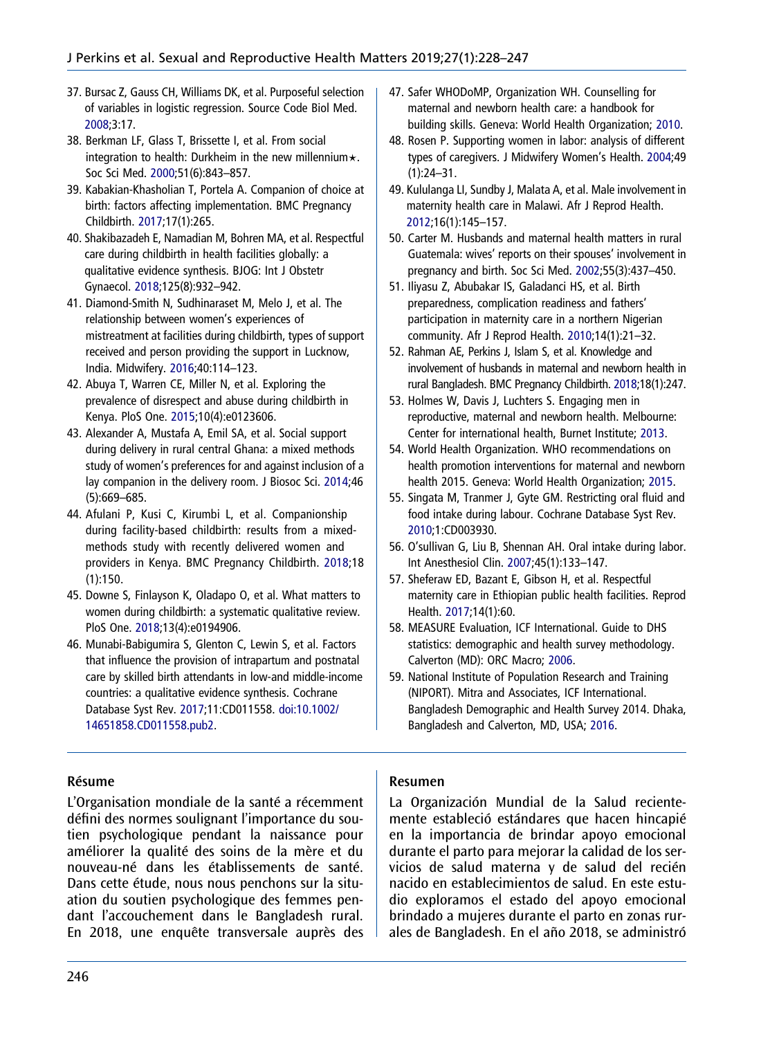37. Bursac Z, Gauss CH, Williams DK, et al. Purposeful selection of variables in logistic regression. Source Code Biol Med. 2008;3:17.
38. Berkman LF, Glass T, Brissette I, et al. From social integration to health: Durkheim in the new millennium★. Soc Sci Med. 2000;51(6):843–857.
39. Kabakian-Khasholian T, Portela A. Companion of choice at birth: factors affecting implementation. BMC Pregnancy Childbirth. 2017;17(1):265.
40. Shakibazadeh E, Namadian M, Bohren MA, et al. Respectful care during childbirth in health facilities globally: a qualitative evidence synthesis. BJOG: Int J Obstetr Gynaecol. 2018;125(8):932–942.
41. Diamond-Smith N, Sudhinaraset M, Melo J, et al. The relationship between women's experiences of mistreatment at facilities during childbirth, types of support received and person providing the support in Lucknow, India. Midwifery. 2016;40:114–123.
42. Abuya T, Warren CE, Miller N, et al. Exploring the prevalence of disrespect and abuse during childbirth in Kenya. PloS One. 2015;10(4):e0123606.
43. Alexander A, Mustafa A, Emil SA, et al. Social support during delivery in rural central Ghana: a mixed methods study of women's preferences for and against inclusion of a lay companion in the delivery room. J Biosoc Sci. 2014;46(5):669–685.
44. Afulani P, Kusi C, Kirumbi L, et al. Companionship during facility-based childbirth: results from a mixed-methods study with recently delivered women and providers in Kenya. BMC Pregnancy Childbirth. 2018;18(1):150.
45. Downe S, Finlayson K, Oladapo O, et al. What matters to women during childbirth: a systematic qualitative review. PloS One. 2018;13(4):e0194906.
46. Munabi-Babigumira S, Glenton C, Lewin S, et al. Factors that influence the provision of intrapartum and postnatal care by skilled birth attendants in low-and middle-income countries: a qualitative evidence synthesis. Cochrane Database Syst Rev. 2017;11:CD011558. doi:10.1002/14651858.CD011558.pub2.
47. Safer WHODoMP, Organization WH. Counselling for maternal and newborn health care: a handbook for building skills. Geneva: World Health Organization; 2010.
48. Rosen P. Supporting women in labor: analysis of different types of caregivers. J Midwifery Women's Health. 2004;49(1):24–31.
49. Kululanga LI, Sundby J, Malata A, et al. Male involvement in maternity health care in Malawi. Afr J Reprod Health. 2012;16(1):145–157.
50. Carter M. Husbands and maternal health matters in rural Guatemala: wives' reports on their spouses' involvement in pregnancy and birth. Soc Sci Med. 2002;55(3):437–450.
51. Iliyasu Z, Abubakar IS, Galadanci HS, et al. Birth preparedness, complication readiness and fathers' participation in maternity care in a northern Nigerian community. Afr J Reprod Health. 2010;14(1):21–32.
52. Rahman AE, Perkins J, Islam S, et al. Knowledge and involvement of husbands in maternal and newborn health in rural Bangladesh. BMC Pregnancy Childbirth. 2018;18(1):247.
53. Holmes W, Davis J, Luchters S. Engaging men in reproductive, maternal and newborn health. Melbourne: Center for international health, Burnet Institute; 2013.
54. World Health Organization. WHO recommendations on health promotion interventions for maternal and newborn health 2015. Geneva: World Health Organization; 2015.
55. Singata M, Tranmer J, Gyte GM. Restricting oral fluid and food intake during labour. Cochrane Database Syst Rev. 2010;1:CD003930.
56. O'sullivan G, Liu B, Shennan AH. Oral intake during labor. Int Anesthesiol Clin. 2007;45(1):133–147.
57. Sheferaw ED, Bazant E, Gibson H, et al. Respectful maternity care in Ethiopian public health facilities. Reprod Health. 2017;14(1):60.
58. MEASURE Evaluation, ICF International. Guide to DHS statistics: demographic and health survey methodology. Calverton (MD): ORC Macro; 2006.
59. National Institute of Population Research and Training (NIPORT). Mitra and Associates, ICF International. Bangladesh Demographic and Health Survey 2014. Dhaka, Bangladesh and Calverton, MD, USA; 2016.

## Résume

L'Organisation mondiale de la santé a récemment défini des normes soulignant l'importance du soutien psychologique pendant la naissance pour améliorer la qualité des soins de la mère et du nouveau-né dans les établissements de santé. Dans cette étude, nous nous penchons sur la situation du soutien psychologique des femmes pendant l'accouchement dans le Bangladesh rural. En 2018, une enquête transversale auprès des

## Resumen

La Organización Mundial de la Salud recientemente estableció estándares que hacen hincapié en la importancia de brindar apoyo emocional durante el parto para mejorar la calidad de los servicios de salud materna y de salud del recién nacido en establecimientos de salud. En este estudio exploramos el estado del apoyo emocional brindado a mujeres durante el parto en zonas rurales de Bangladesh. En el año 2018, se administró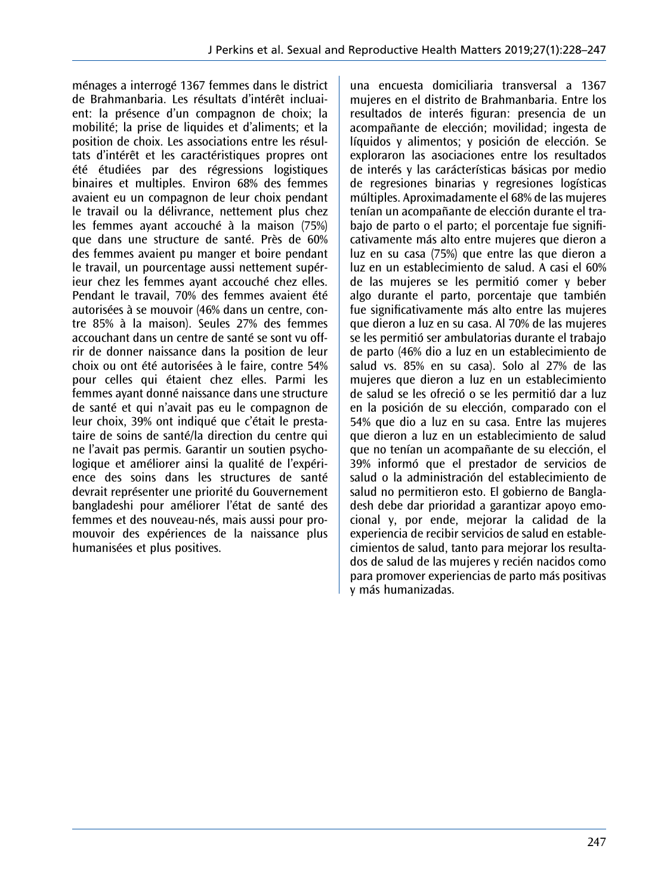ménages a interrogé 1367 femmes dans le district de Brahmanbaria. Les résultats d'intérêt incluaient: la présence d'un compagnon de choix; la mobilité; la prise de liquides et d'aliments; et la position de choix. Les associations entre les résultats d'intérêt et les caractéristiques propres ont été étudiées par des régressions logistiques binaires et multiples. Environ 68% des femmes avaient eu un compagnon de leur choix pendant le travail ou la délivrance, nettement plus chez les femmes ayant accouché à la maison (75%) que dans une structure de santé. Près de 60% des femmes avaient pu manger et boire pendant le travail, un pourcentage aussi nettement supérieur chez les femmes ayant accouché chez elles. Pendant le travail, 70% des femmes avaient été autorisées à se mouvoir (46% dans un centre, contre 85% à la maison). Seules 27% des femmes accouchant dans un centre de santé se sont vu offrir de donner naissance dans la position de leur choix ou ont été autorisées à le faire, contre 54% pour celles qui étaient chez elles. Parmi les femmes ayant donné naissance dans une structure de santé et qui n'avait pas eu le compagnon de leur choix, 39% ont indiqué que c'était le prestataire de soins de santé/la direction du centre qui ne l'avait pas permis. Garantir un soutien psychologique et améliorer ainsi la qualité de l'expérience des soins dans les structures de santé devrait représenter une priorité du Gouvernement bangladeshi pour améliorer l'état de santé des femmes et des nouveau-nés, mais aussi pour promouvoir des expériences de la naissance plus humanisées et plus positives.

una encuesta domiciliaria transversal a 1367 mujeres en el distrito de Brahmanbaria. Entre los resultados de interés figuran: presencia de un acompañante de elección; movilidad; ingesta de líquidos y alimentos; y posición de elección. Se exploraron las asociaciones entre los resultados de interés y las carácterísticas básicas por medio de regresiones binarias y regresiones logísticas múltiples. Aproximadamente el 68% de las mujeres tenían un acompañante de elección durante el trabajo de parto o el parto; el porcentaje fue significativamente más alto entre mujeres que dieron a luz en su casa (75%) que entre las que dieron a luz en un establecimiento de salud. A casi el 60% de las mujeres se les permitió comer y beber algo durante el parto, porcentaje que también fue significativamente más alto entre las mujeres que dieron a luz en su casa. Al 70% de las mujeres se les permitió ser ambulatorias durante el trabajo de parto (46% dio a luz en un establecimiento de salud vs. 85% en su casa). Solo al 27% de las mujeres que dieron a luz en un establecimiento de salud se les ofreció o se les permitió dar a luz en la posición de su elección, comparado con el 54% que dio a luz en su casa. Entre las mujeres que dieron a luz en un establecimiento de salud que no tenían un acompañante de su elección, el 39% informó que el prestador de servicios de salud o la administración del establecimiento de salud no permitieron esto. El gobierno de Bangladesh debe dar prioridad a garantizar apoyo emocional y, por ende, mejorar la calidad de la experiencia de recibir servicios de salud en establecimientos de salud, tanto para mejorar los resultados de salud de las mujeres y recién nacidos como para promover experiencias de parto más positivas y más humanizadas.